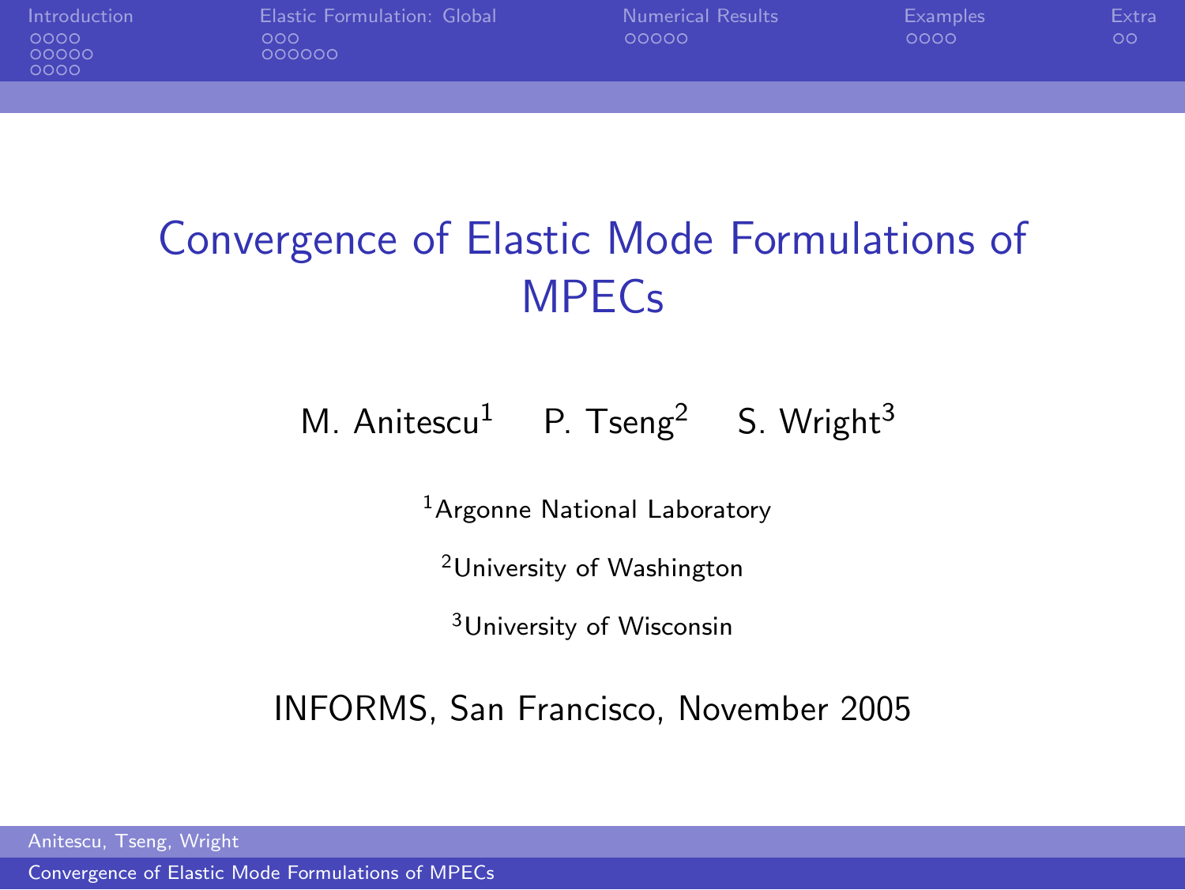# Convergence of Elastic Mode Formulations of MPECs

M. Anitescu[1] P. Tseng[2] S. Wright[3]

[1]Argonne National Laboratory

[2]University of Washington

[3]University of Wisconsin

INFORMS, San Francisco, November 2005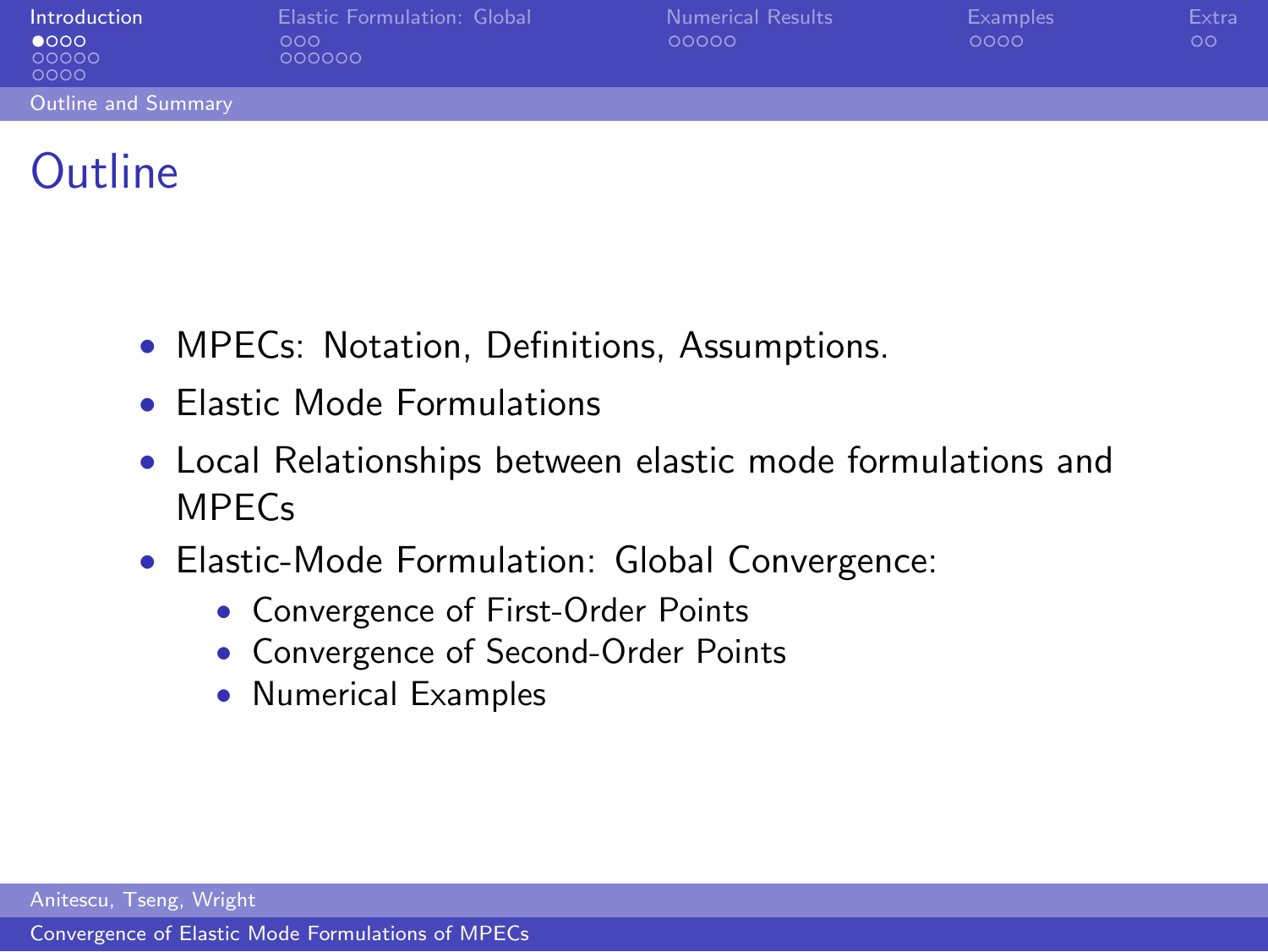# Outline

- MPECs: Notation, Definitions, Assumptions.
- Elastic Mode Formulations
- Local Relationships between elastic mode formulations and MPECs
- Elastic-Mode Formulation: Global Convergence:
  - Convergence of First-Order Points
  - Convergence of Second-Order Points
  - Numerical Examples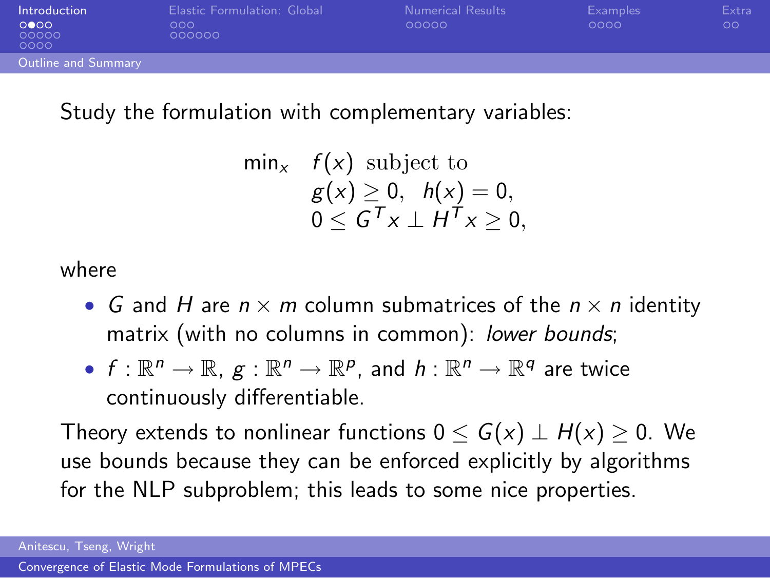## Outline and Summary

Study the formulation with complementary variables:

$$
\begin{aligned}
\min_x \quad & f(x) \text{ subject to} \\
& g(x) \geq 0, \quad h(x) = 0, \\
& 0 \leq G^T x \perp H^T x \geq 0,
\end{aligned}
$$

where

- $G$ and $H$ are $n \times m$ column submatrices of the $n \times n$ identity matrix (with no columns in common): *lower bounds*;
- $f : \mathbb{R}^n \to \mathbb{R}$, $g : \mathbb{R}^n \to \mathbb{R}^p$, and $h : \mathbb{R}^n \to \mathbb{R}^q$ are twice continuously differentiable.

Theory extends to nonlinear functions $0 \leq G(x) \perp H(x) \geq 0$. We use bounds because they can be enforced explicitly by algorithms for the NLP subproblem; this leads to some nice properties.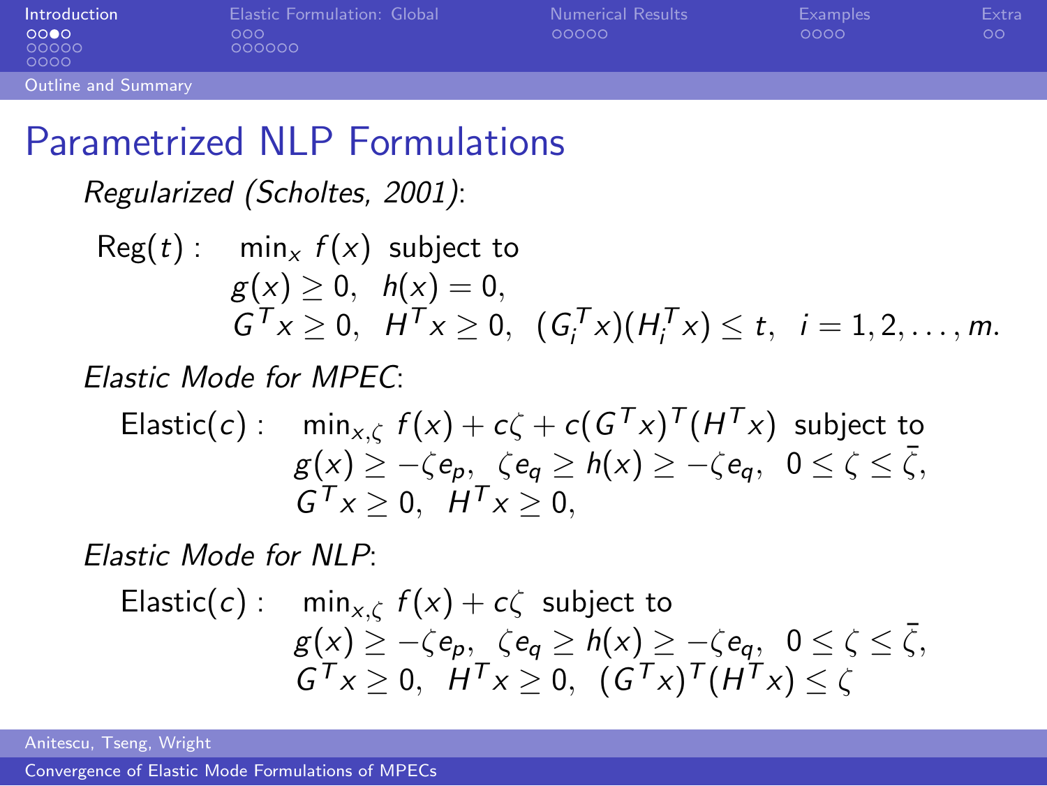# Parametrized NLP Formulations

*Regularized (Scholtes, 2001)*:

$$
\begin{aligned}
\text{Reg}(t): \quad & \min_x f(x) \text{ subject to} \\
& g(x) \geq 0, \;\; h(x) = 0, \\
& G^T x \geq 0, \;\; H^T x \geq 0, \;\; (G_i^T x)(H_i^T x) \leq t, \;\; i = 1, 2, \ldots, m.
\end{aligned}
$$

*Elastic Mode for MPEC*:

$$
\begin{aligned}
\text{Elastic}(c): \quad & \min_{x,\zeta} f(x) + c\zeta + c(G^T x)^T (H^T x) \text{ subject to} \\
& g(x) \geq -\zeta e_p, \;\; \zeta e_q \geq h(x) \geq -\zeta e_q, \;\; 0 \leq \zeta \leq \bar{\zeta}, \\
& G^T x \geq 0, \;\; H^T x \geq 0,
\end{aligned}
$$

*Elastic Mode for NLP*:

$$
\begin{aligned}
\text{Elastic}(c): \quad & \min_{x,\zeta} f(x) + c\zeta \text{ subject to} \\
& g(x) \geq -\zeta e_p, \;\; \zeta e_q \geq h(x) \geq -\zeta e_q, \;\; 0 \leq \zeta \leq \bar{\zeta}, \\
& G^T x \geq 0, \;\; H^T x \geq 0, \;\; (G^T x)^T (H^T x) \leq \zeta
\end{aligned}
$$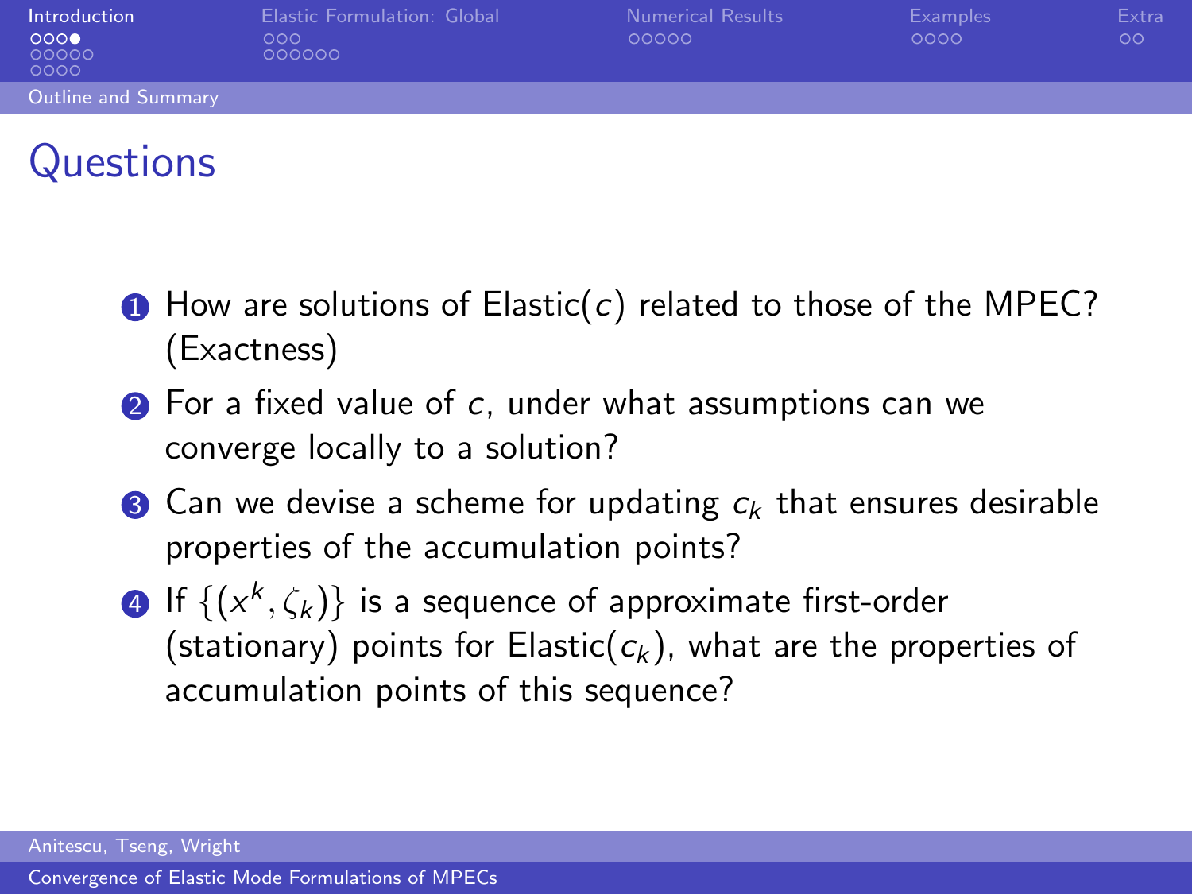# Questions

1. How are solutions of Elastic($c$) related to those of the MPEC? (Exactness)
2. For a fixed value of $c$, under what assumptions can we converge locally to a solution?
3. Can we devise a scheme for updating $c_k$ that ensures desirable properties of the accumulation points?
4. If $\{(x^k, \zeta_k)\}$ is a sequence of approximate first-order (stationary) points for Elastic($c_k$), what are the properties of accumulation points of this sequence?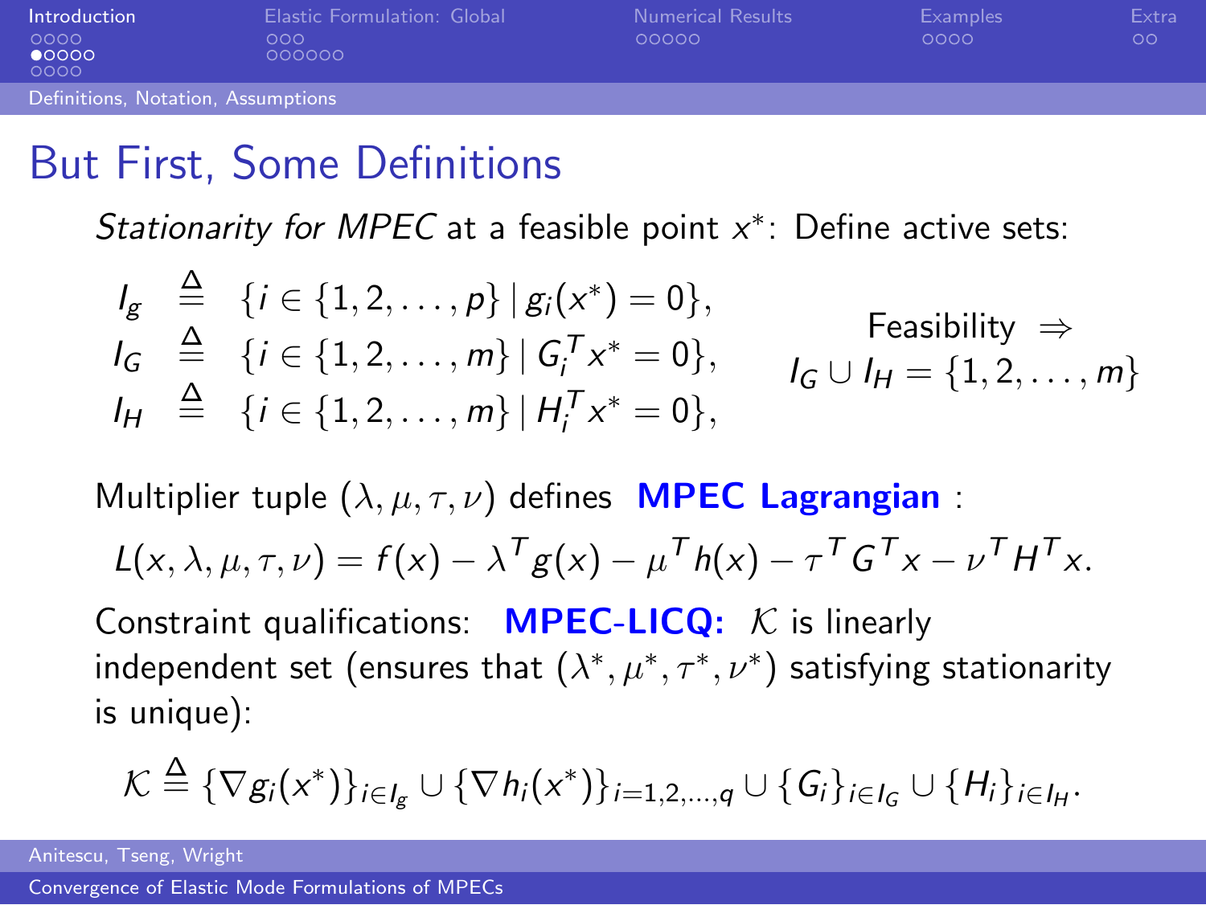# But First, Some Definitions

*Stationarity for MPEC* at a feasible point $x^*$: Define active sets:

$$
\begin{aligned}
I_g &\stackrel{\Delta}{=} \{i \in \{1, 2, \ldots, p\} \mid g_i(x^*) = 0\}, \\
I_G &\stackrel{\Delta}{=} \{i \in \{1, 2, \ldots, m\} \mid G_i^T x^* = 0\}, \\
I_H &\stackrel{\Delta}{=} \{i \in \{1, 2, \ldots, m\} \mid H_i^T x^* = 0\},
\end{aligned}
$$

Feasibility $\Rightarrow$ $I_G \cup I_H = \{1, 2, \ldots, m\}$

Multiplier tuple $(\lambda, \mu, \tau, \nu)$ defines **MPEC Lagrangian** :

$$
L(x, \lambda, \mu, \tau, \nu) = f(x) - \lambda^T g(x) - \mu^T h(x) - \tau^T G^T x - \nu^T H^T x.
$$

Constraint qualifications: **MPEC-LICQ:** $\mathcal{K}$ is linearly independent set (ensures that $(\lambda^*, \mu^*, \tau^*, \nu^*)$ satisfying stationarity is unique):

$$
\mathcal{K} \stackrel{\Delta}{=} \{\nabla g_i(x^*)\}_{i \in I_g} \cup \{\nabla h_i(x^*)\}_{i=1,2,\ldots,q} \cup \{G_i\}_{i \in I_G} \cup \{H_i\}_{i \in I_H}.
$$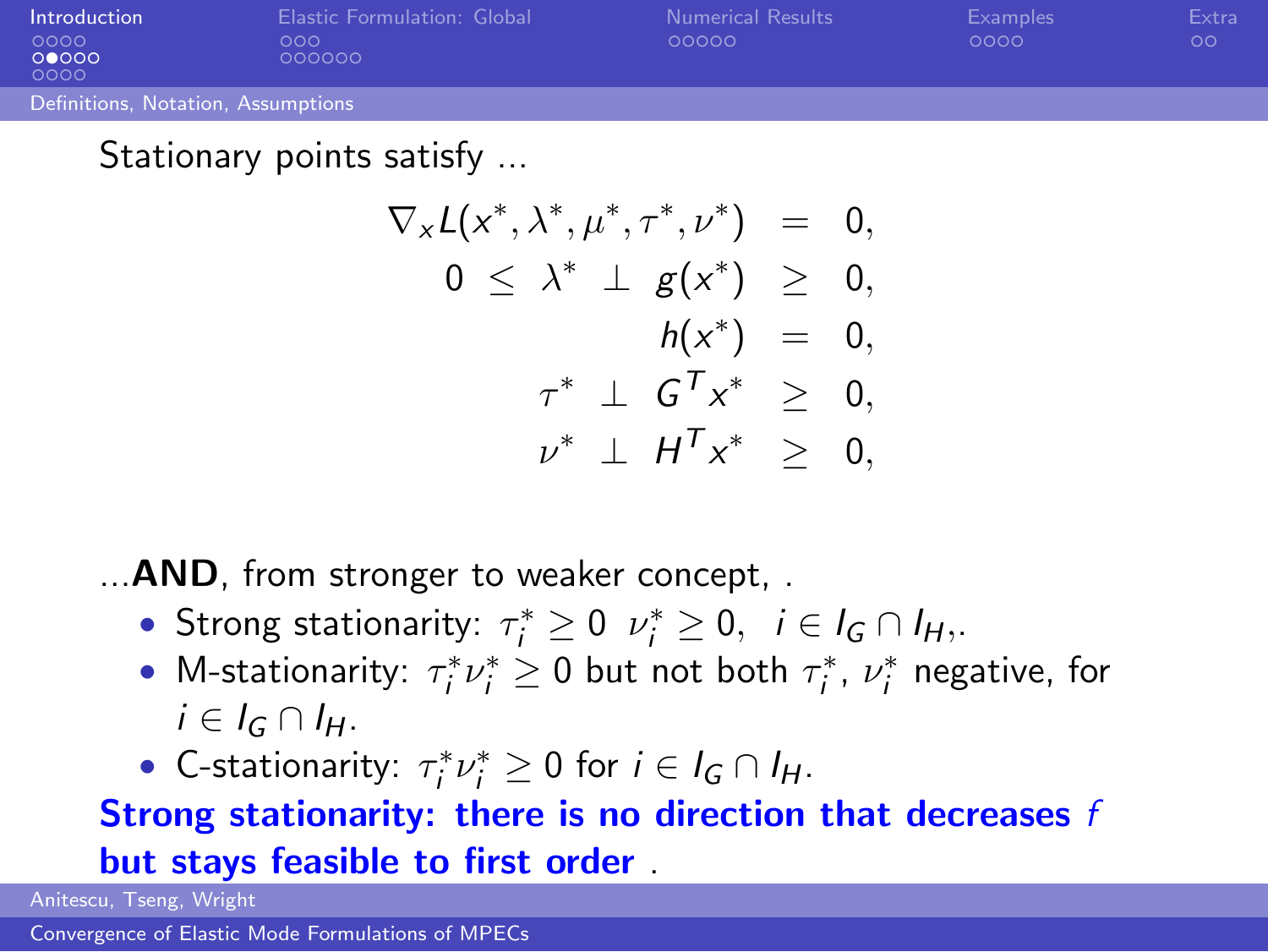Stationary points satisfy ...

$$
\begin{aligned}
\nabla_x L(x^*, \lambda^*, \mu^*, \tau^*, \nu^*) &= 0, \\
0 \leq \lambda^* \perp g(x^*) &\geq 0, \\
h(x^*) &= 0, \\
\tau^* \perp G^T x^* &\geq 0, \\
\nu^* \perp H^T x^* &\geq 0,
\end{aligned}
$$

...**AND**, from stronger to weaker concept, .

- Strong stationarity: $\tau_i^* \geq 0 \;\; \nu_i^* \geq 0, \;\; i \in I_G \cap I_H$,.
- M-stationarity: $\tau_i^* \nu_i^* \geq 0$ but not both $\tau_i^*$, $\nu_i^*$ negative, for $i \in I_G \cap I_H$.
- C-stationarity: $\tau_i^* \nu_i^* \geq 0$ for $i \in I_G \cap I_H$.

**Strong stationarity: there is no direction that decreases $f$ but stays feasible to first order** .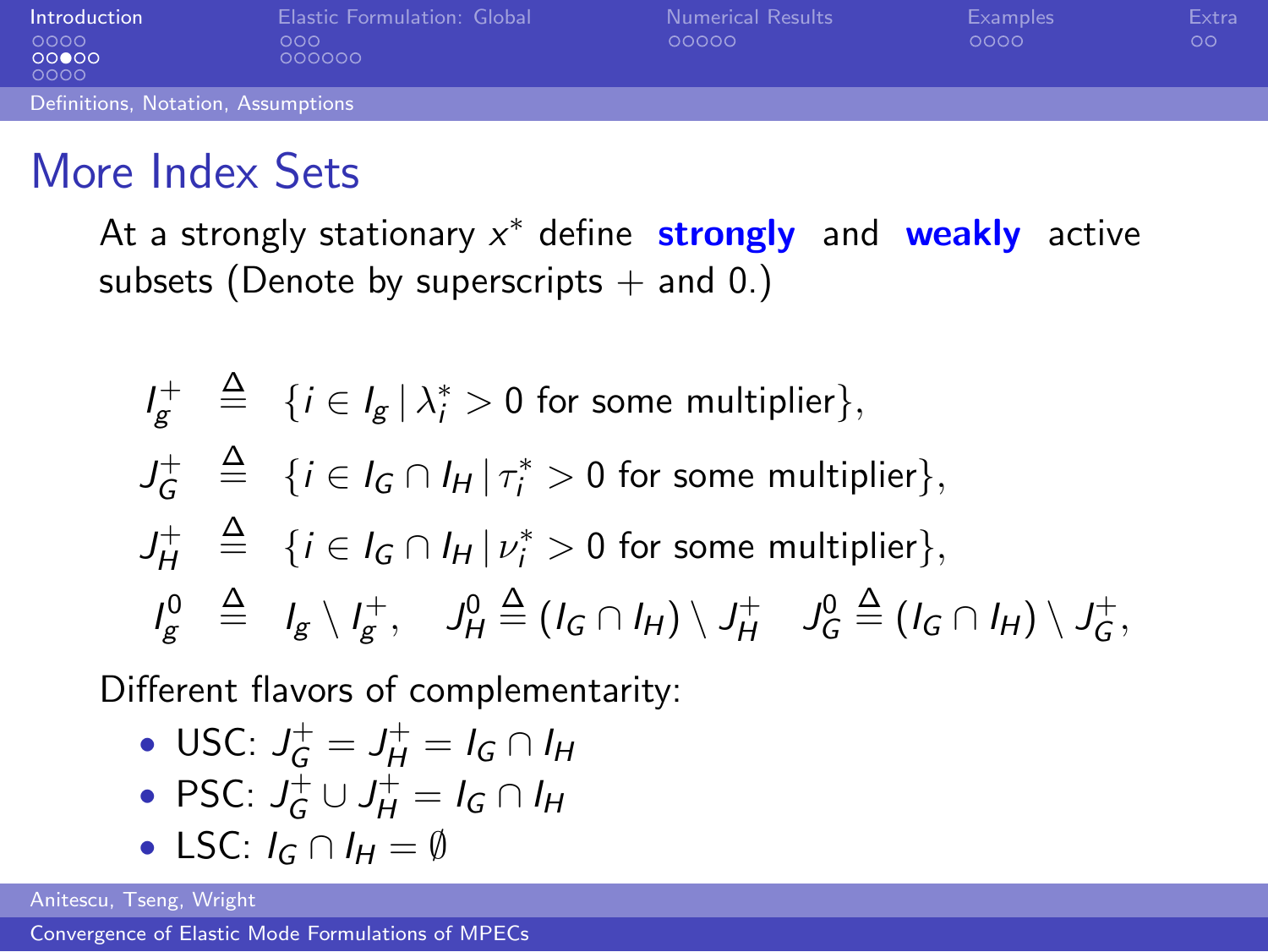# More Index Sets

At a strongly stationary $x^*$ define **strongly** and **weakly** active subsets (Denote by superscripts + and 0.)

$$
\begin{aligned}
I_g^+ &\stackrel{\Delta}{=} \{i \in I_g \,|\, \lambda_i^* > 0 \text{ for some multiplier}\}, \\
J_G^+ &\stackrel{\Delta}{=} \{i \in I_G \cap I_H \,|\, \tau_i^* > 0 \text{ for some multiplier}\}, \\
J_H^+ &\stackrel{\Delta}{=} \{i \in I_G \cap I_H \,|\, \nu_i^* > 0 \text{ for some multiplier}\}, \\
I_g^0 &\stackrel{\Delta}{=} I_g \setminus I_g^+, \quad J_H^0 \stackrel{\Delta}{=} (I_G \cap I_H) \setminus J_H^+ \quad J_G^0 \stackrel{\Delta}{=} (I_G \cap I_H) \setminus J_G^+,
\end{aligned}
$$

Different flavors of complementarity:

- USC: $J_G^+ = J_H^+ = I_G \cap I_H$
- PSC: $J_G^+ \cup J_H^+ = I_G \cap I_H$
- LSC: $I_G \cap I_H = \emptyset$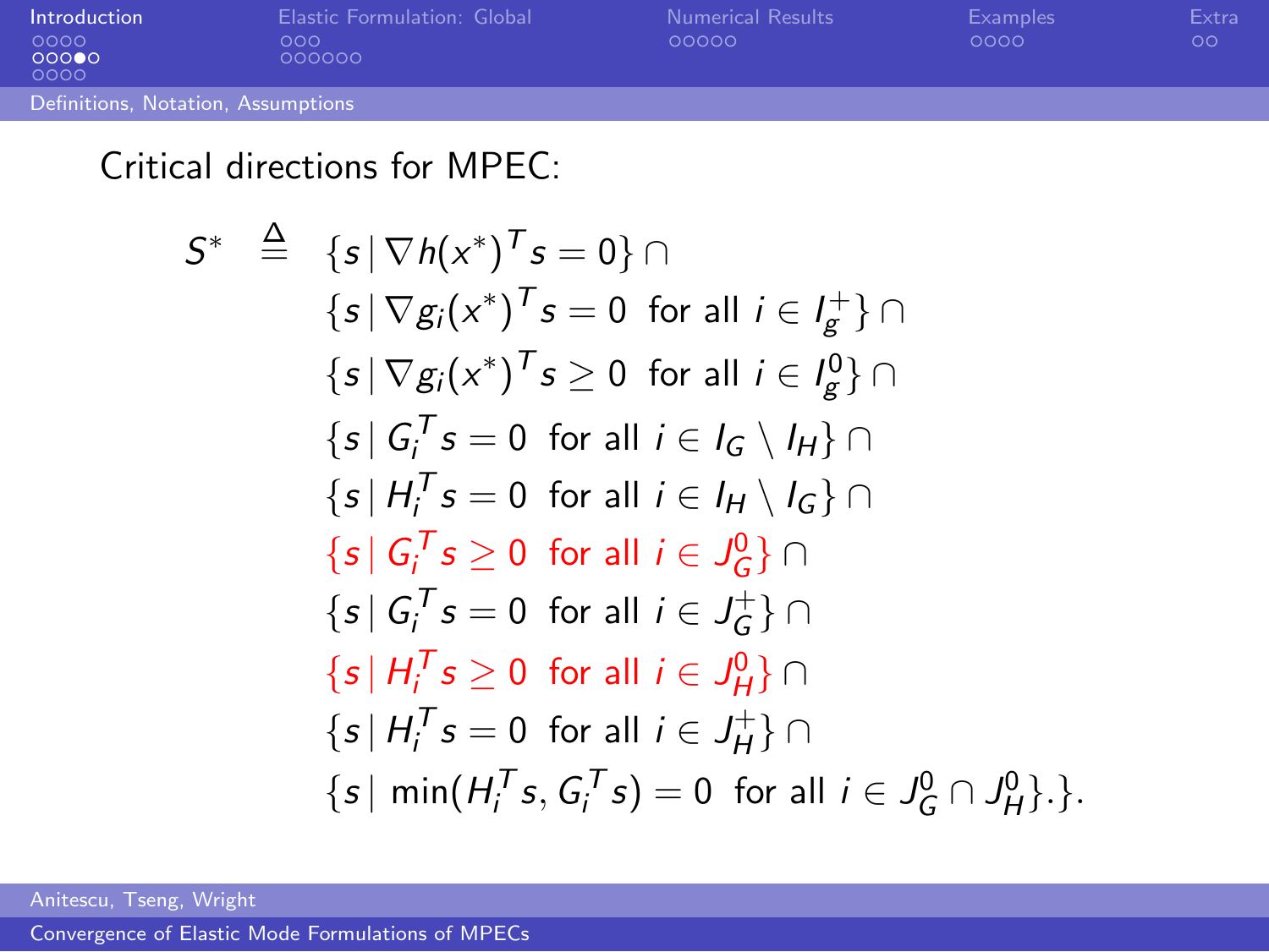Critical directions for MPEC:

$$
\begin{aligned}
S^* \;\stackrel{\Delta}{=}\; & \{s \,|\, \nabla h(x^*)^T s = 0\} \cap \\
& \{s \,|\, \nabla g_i(x^*)^T s = 0 \;\text{ for all } i \in I_g^+\} \cap \\
& \{s \,|\, \nabla g_i(x^*)^T s \geq 0 \;\text{ for all } i \in I_g^0\} \cap \\
& \{s \,|\, G_i^T s = 0 \;\text{ for all } i \in I_G \setminus I_H\} \cap \\
& \{s \,|\, H_i^T s = 0 \;\text{ for all } i \in I_H \setminus I_G\} \cap \\
& \{s \,|\, G_i^T s \geq 0 \;\text{ for all } i \in J_G^0\} \cap \\
& \{s \,|\, G_i^T s = 0 \;\text{ for all } i \in J_G^+\} \cap \\
& \{s \,|\, H_i^T s \geq 0 \;\text{ for all } i \in J_H^0\} \cap \\
& \{s \,|\, H_i^T s = 0 \;\text{ for all } i \in J_H^+\} \cap \\
& \{s \,|\, \min(H_i^T s, G_i^T s) = 0 \;\text{ for all } i \in J_G^0 \cap J_H^0\}.\}.
\end{aligned}
$$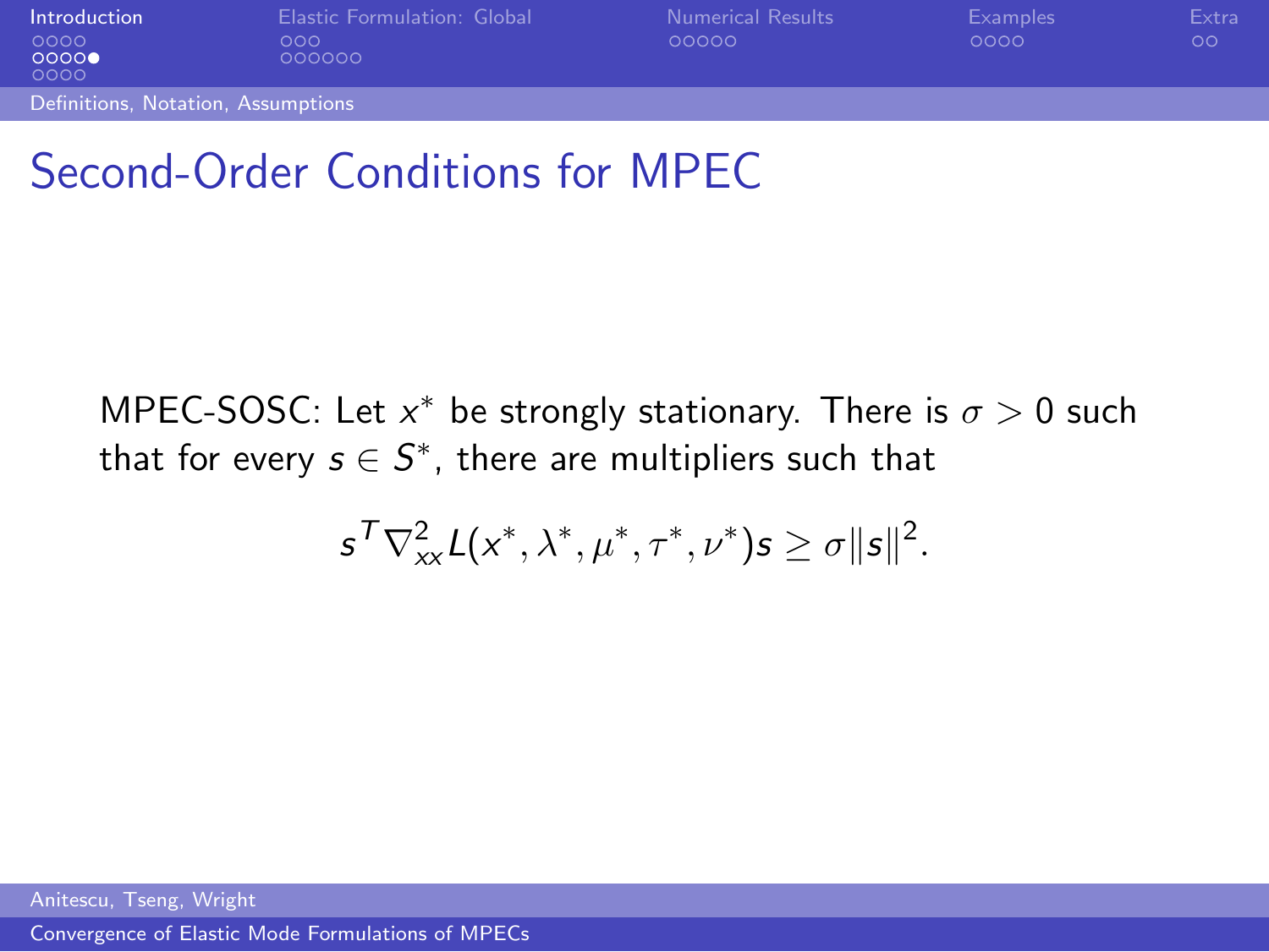# Second-Order Conditions for MPEC

MPEC-SOSC: Let $x^*$ be strongly stationary. There is $\sigma > 0$ such that for every $s \in S^*$, there are multipliers such that

$$s^T \nabla^2_{xx} L(x^*, \lambda^*, \mu^*, \tau^*, \nu^*) s \geq \sigma \|s\|^2.$$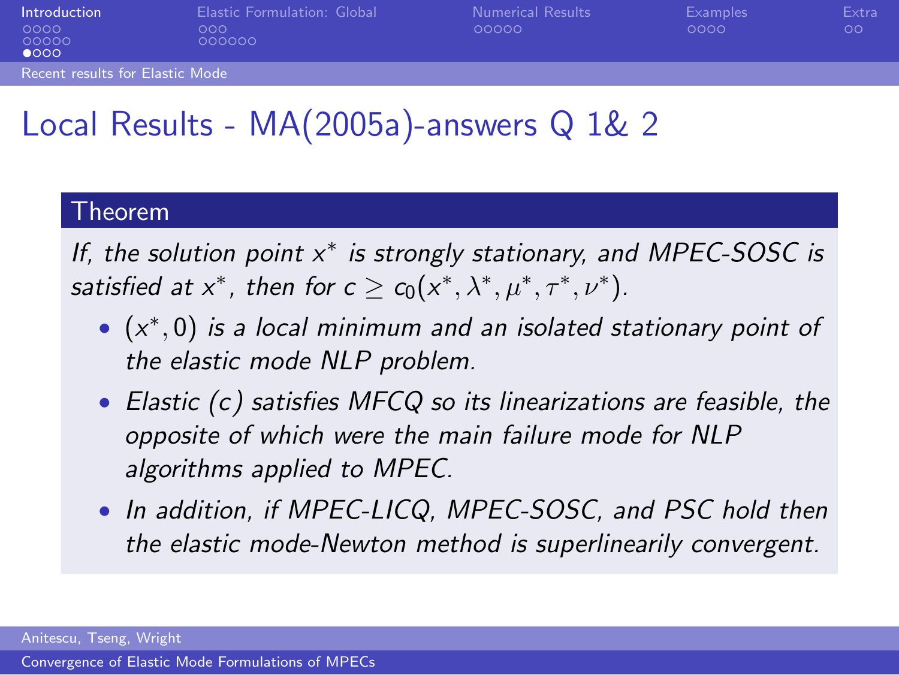# Local Results - MA(2005a)-answers Q 1& 2

**Theorem**

*If, the solution point $x^*$ is strongly stationary, and MPEC-SOSC is satisfied at $x^*$, then for $c \geq c_0(x^*, \lambda^*, \mu^*, \tau^*, \nu^*)$.*

- *$(x^*, 0)$ is a local minimum and an isolated stationary point of the elastic mode NLP problem.*
- *Elastic ($c$) satisfies MFCQ so its linearizations are feasible, the opposite of which were the main failure mode for NLP algorithms applied to MPEC.*
- *In addition, if MPEC-LICQ, MPEC-SOSC, and PSC hold then the elastic mode-Newton method is superlinearly convergent.*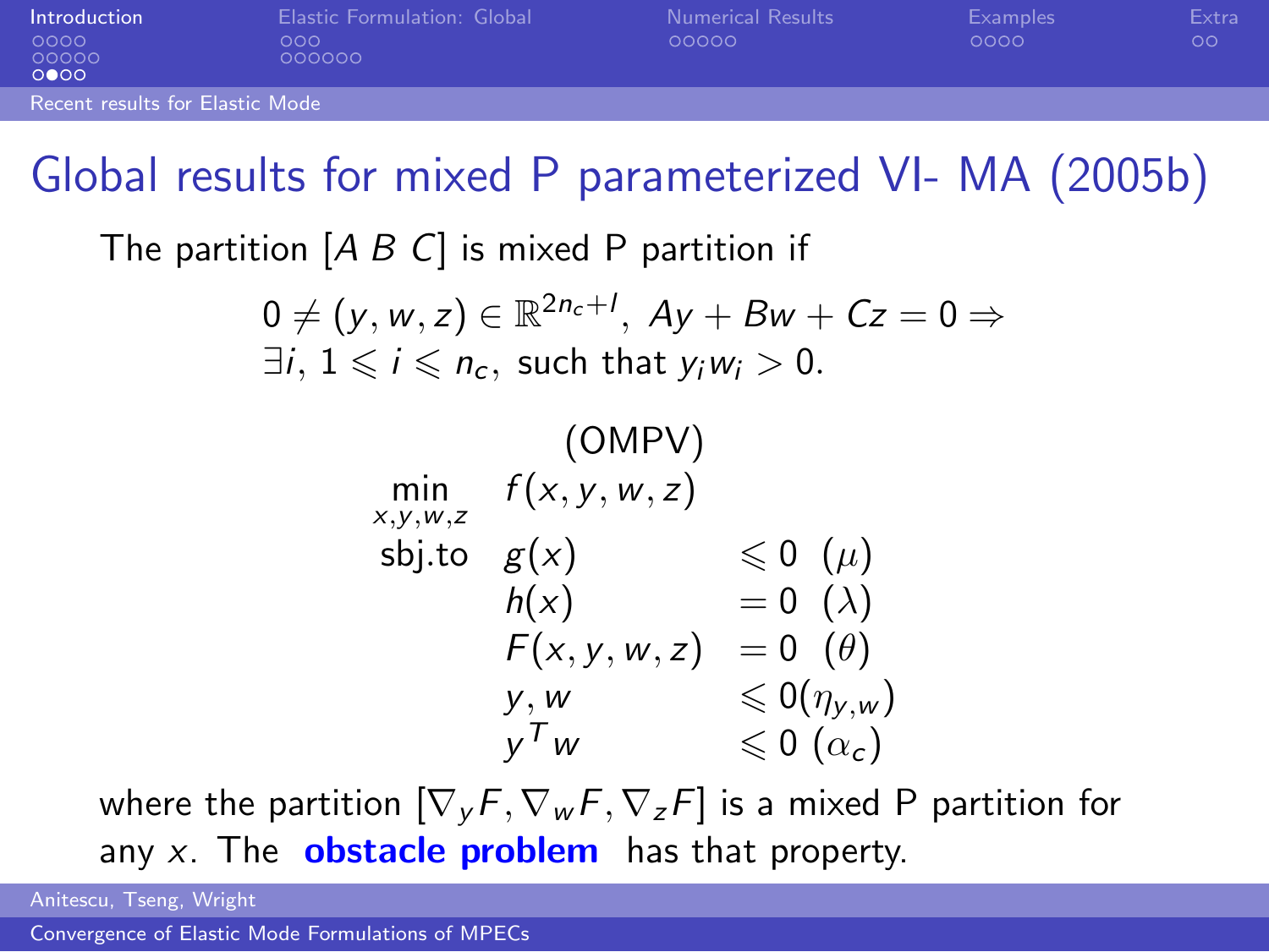# Global results for mixed P parameterized VI- MA (2005b)

The partition $[A\ B\ C]$ is mixed P partition if

$$0 \neq (y, w, z) \in \mathbb{R}^{2n_c+l},\ Ay + Bw + Cz = 0 \Rightarrow$$
$$\exists i,\ 1 \leqslant i \leqslant n_c,\ \text{such that } y_i w_i > 0.$$

(OMPV)

$$
\begin{array}{lll}
\min\limits_{x,y,w,z} & f(x, y, w, z) & \\
\text{sbj.to} & g(x) & \leqslant 0 \quad (\mu) \\
& h(x) & = 0 \quad (\lambda) \\
& F(x, y, w, z) & = 0 \quad (\theta) \\
& y, w & \leqslant 0 (\eta_{y,w}) \\
& y^T w & \leqslant 0 \ (\alpha_c)
\end{array}
$$

where the partition $[\nabla_y F, \nabla_w F, \nabla_z F]$ is a mixed P partition for any $x$. The **obstacle problem** has that property.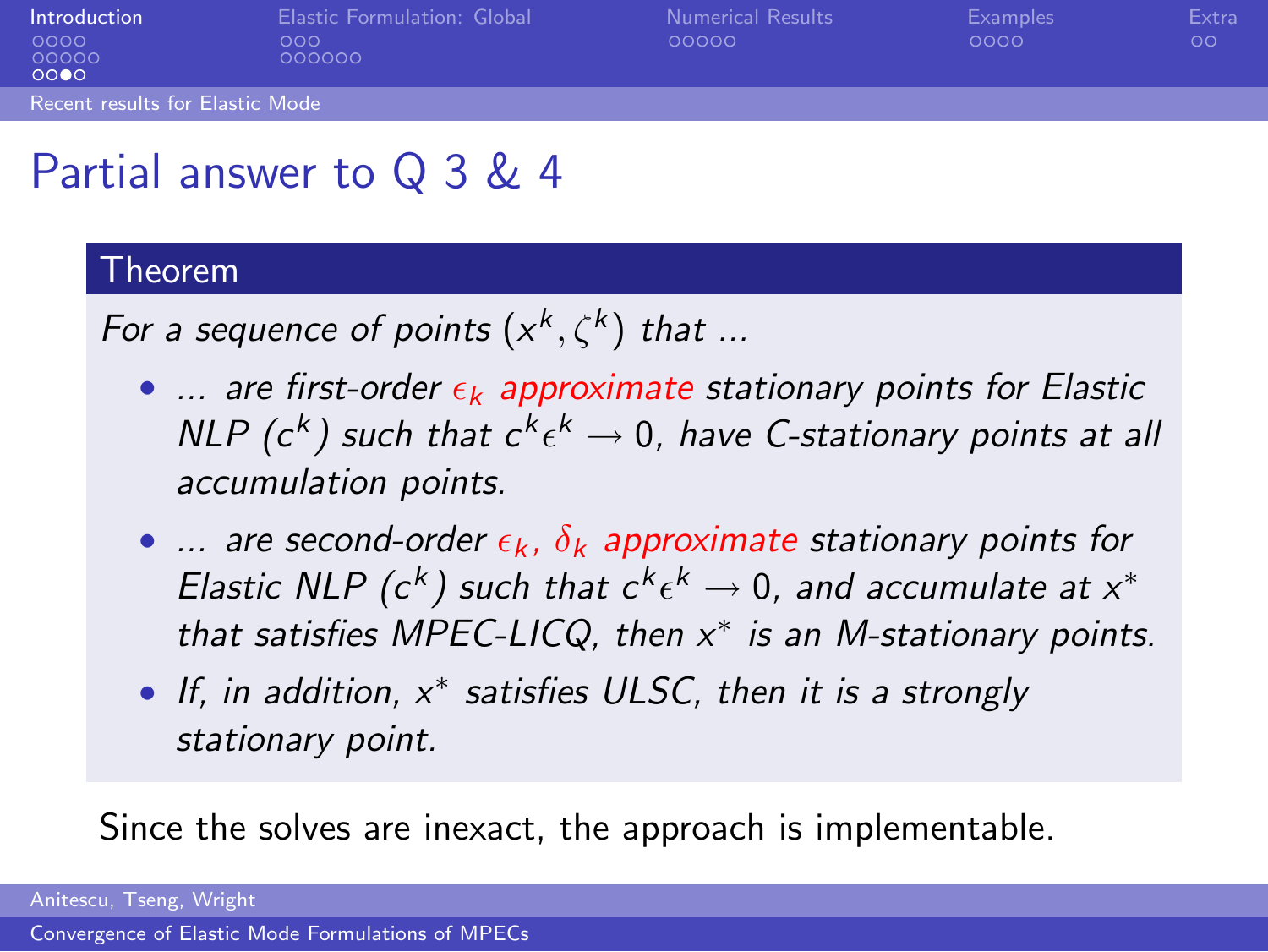# Partial answer to Q 3 & 4

**Theorem**

*For a sequence of points $(x^k, \zeta^k)$ that ...*

- *... are first-order $\epsilon_k$ approximate stationary points for Elastic NLP $(c^k)$ such that $c^k \epsilon^k \to 0$, have C-stationary points at all accumulation points.*
- *... are second-order $\epsilon_k$, $\delta_k$ approximate stationary points for Elastic NLP $(c^k)$ such that $c^k \epsilon^k \to 0$, and accumulate at $x^*$ that satisfies MPEC-LICQ, then $x^*$ is an M-stationary points.*
- *If, in addition, $x^*$ satisfies ULSC, then it is a strongly stationary point.*

Since the solves are inexact, the approach is implementable.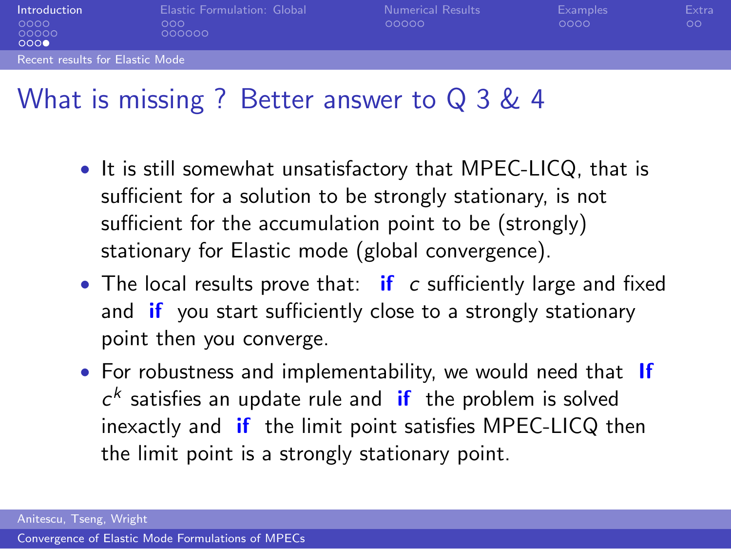# What is missing ? Better answer to Q 3 & 4

- It is still somewhat unsatisfactory that MPEC-LICQ, that is sufficient for a solution to be strongly stationary, is not sufficient for the accumulation point to be (strongly) stationary for Elastic mode (global convergence).
- The local results prove that: **if** $c$ sufficiently large and fixed and **if** you start sufficiently close to a strongly stationary point then you converge.
- For robustness and implementability, we would need that **If** $c^k$ satisfies an update rule and **if** the problem is solved inexactly and **if** the limit point satisfies MPEC-LICQ then the limit point is a strongly stationary point.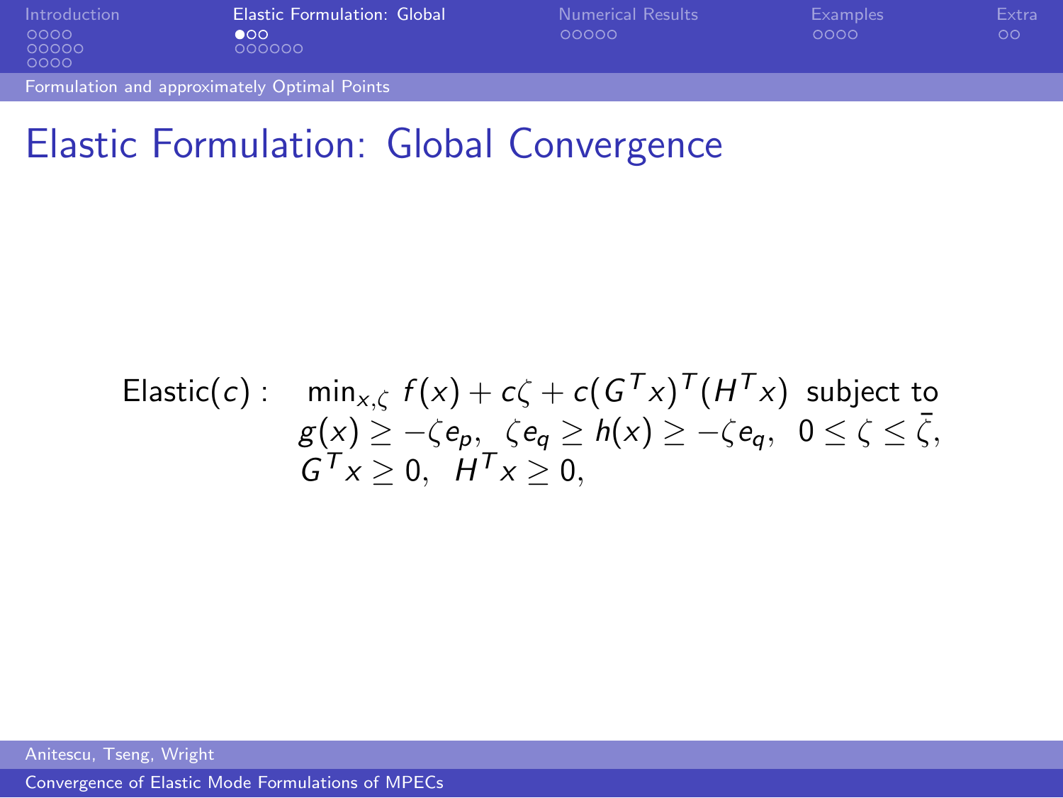# Elastic Formulation: Global Convergence

$$
\text{Elastic}(c): \quad \min_{x,\zeta} \; f(x) + c\zeta + c(G^T x)^T (H^T x) \; \text{ subject to}
$$
$$
g(x) \geq -\zeta e_p, \;\; \zeta e_q \geq h(x) \geq -\zeta e_q, \;\; 0 \leq \zeta \leq \bar{\zeta},
$$
$$
G^T x \geq 0, \;\; H^T x \geq 0,
$$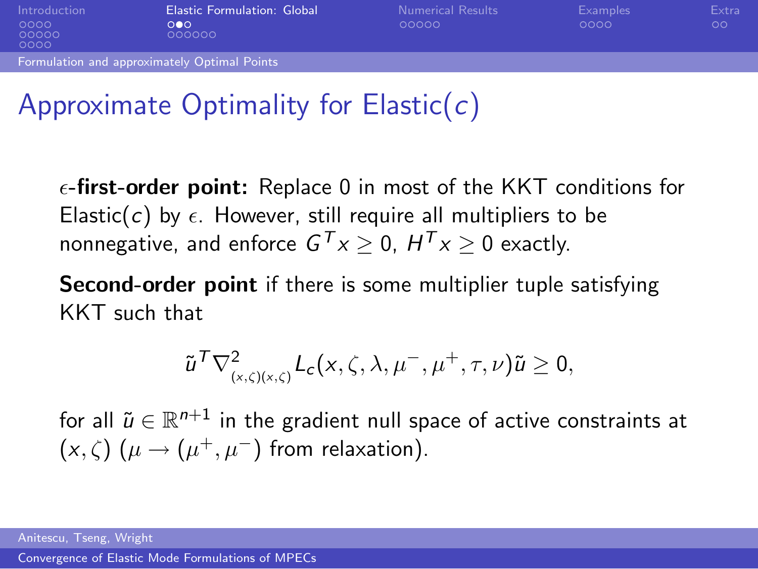# Approximate Optimality for Elastic($c$)

$\epsilon$**-first-order point:** Replace 0 in most of the KKT conditions for Elastic($c$) by $\epsilon$. However, still require all multipliers to be nonnegative, and enforce $G^T x \geq 0$, $H^T x \geq 0$ exactly.

**Second-order point** if there is some multiplier tuple satisfying KKT such that

$$\tilde{u}^T \nabla^2_{(x,\zeta)(x,\zeta)} L_c(x, \zeta, \lambda, \mu^-, \mu^+, \tau, \nu) \tilde{u} \geq 0,$$

for all $\tilde{u} \in \mathbb{R}^{n+1}$ in the gradient null space of active constraints at $(x, \zeta)$ ($\mu \to (\mu^+, \mu^-)$ from relaxation).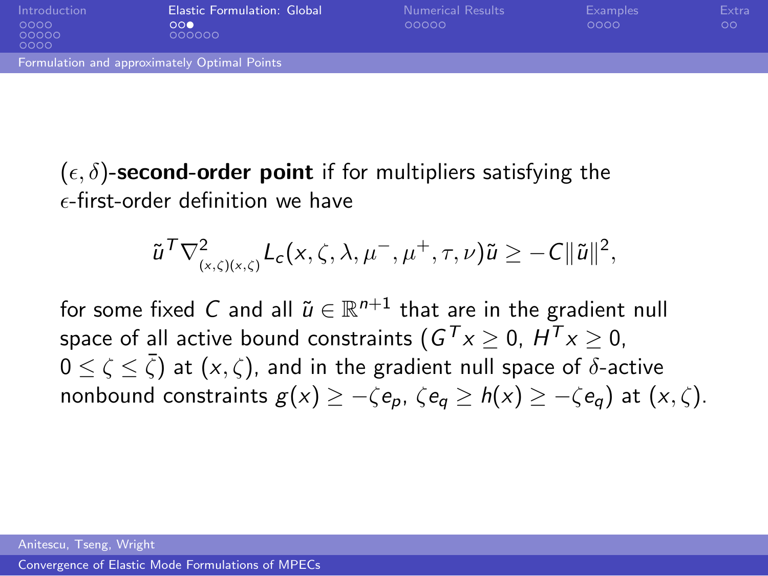$(\epsilon, \delta)$-**second-order point** if for multipliers satisfying the $\epsilon$-first-order definition we have

$$\tilde{u}^T \nabla^2_{(x,\zeta)(x,\zeta)} L_c(x, \zeta, \lambda, \mu^-, \mu^+, \tau, \nu) \tilde{u} \geq -C \|\tilde{u}\|^2,$$

for some fixed $C$ and all $\tilde{u} \in \mathbb{R}^{n+1}$ that are in the gradient null space of all active bound constraints ($G^T x \geq 0$, $H^T x \geq 0$, $0 \leq \zeta \leq \bar{\zeta}$) at $(x, \zeta)$, and in the gradient null space of $\delta$-active nonbound constraints $g(x) \geq -\zeta e_p$, $\zeta e_q \geq h(x) \geq -\zeta e_q$) at $(x, \zeta)$.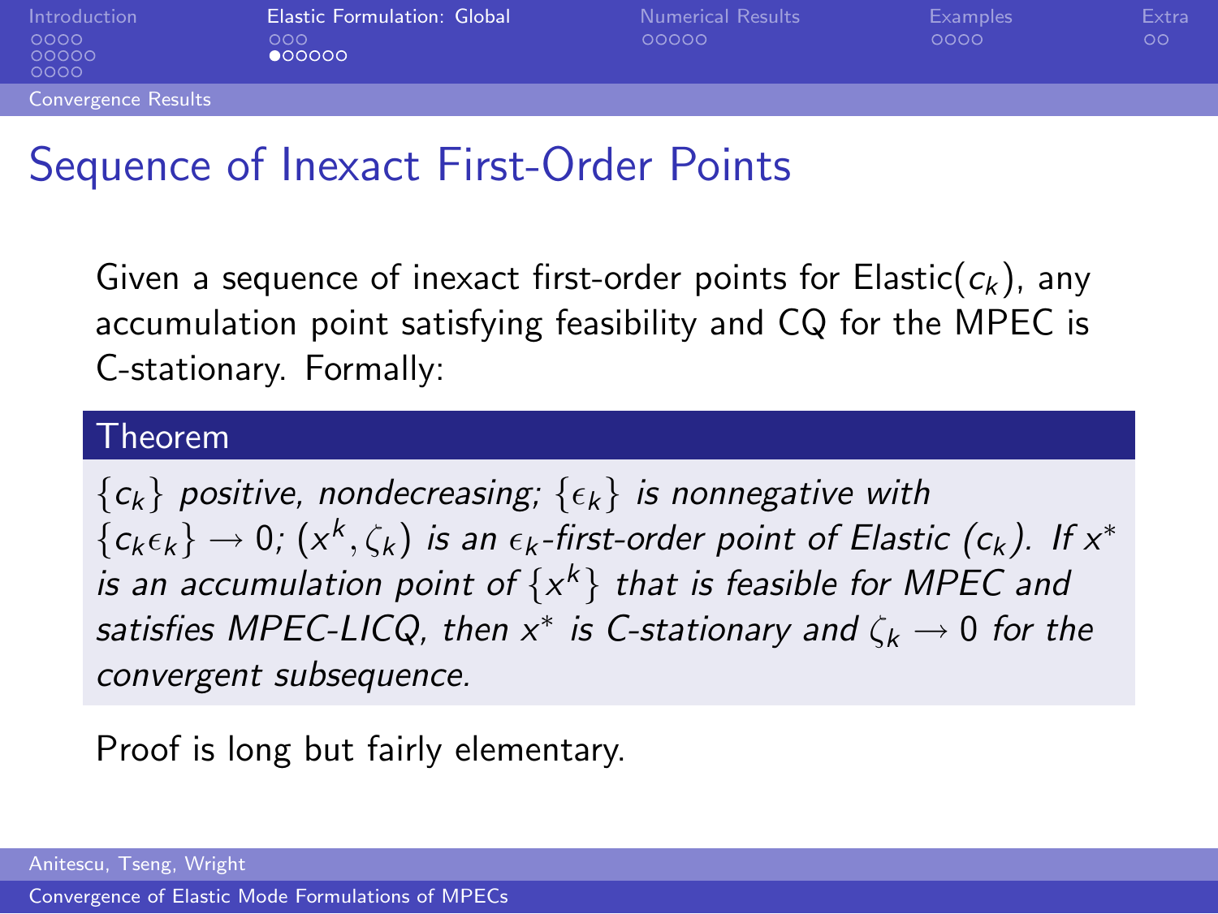# Sequence of Inexact First-Order Points

Given a sequence of inexact first-order points for Elastic($c_k$), any accumulation point satisfying feasibility and CQ for the MPEC is C-stationary. Formally:

**Theorem**

*$\{c_k\}$ positive, nondecreasing; $\{\epsilon_k\}$ is nonnegative with $\{c_k \epsilon_k\} \to 0$; $(x^k, \zeta_k)$ is an $\epsilon_k$-first-order point of Elastic ($c_k$). If $x^*$ is an accumulation point of $\{x^k\}$ that is feasible for MPEC and satisfies MPEC-LICQ, then $x^*$ is C-stationary and $\zeta_k \to 0$ for the convergent subsequence.*

Proof is long but fairly elementary.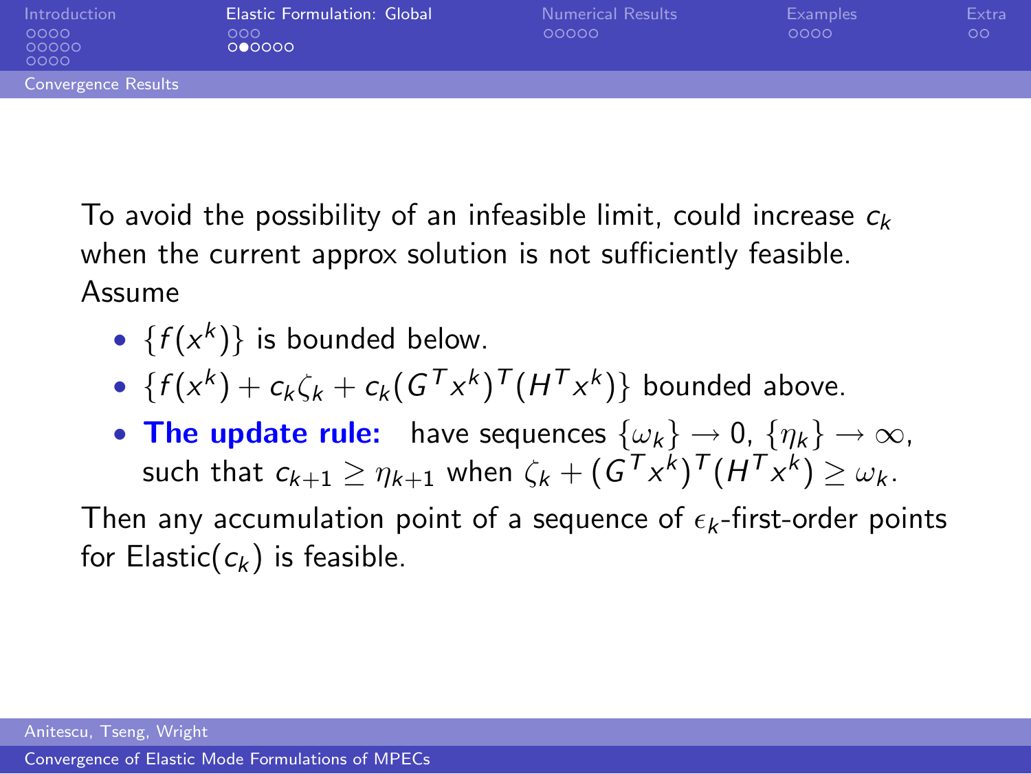To avoid the possibility of an infeasible limit, could increase $c_k$ when the current approx solution is not sufficiently feasible. Assume

- $\{f(x^k)\}$ is bounded below.
- $\{f(x^k) + c_k\zeta_k + c_k(G^T x^k)^T(H^T x^k)\}$ bounded above.
- **The update rule:** have sequences $\{\omega_k\} \to 0$, $\{\eta_k\} \to \infty$, such that $c_{k+1} \geq \eta_{k+1}$ when $\zeta_k + (G^T x^k)^T(H^T x^k) \geq \omega_k$.

Then any accumulation point of a sequence of $\epsilon_k$-first-order points for Elastic($c_k$) is feasible.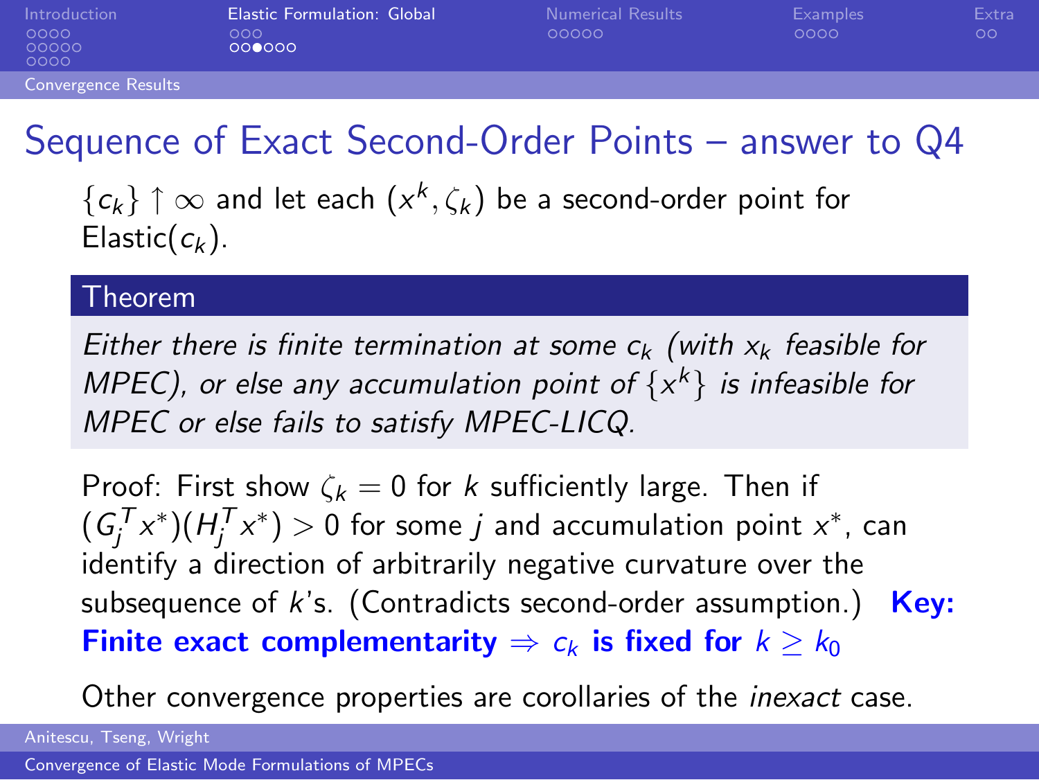# Sequence of Exact Second-Order Points – answer to Q4

$\{c_k\} \uparrow \infty$ and let each $(x^k, \zeta_k)$ be a second-order point for Elastic($c_k$).

### Theorem

*Either there is finite termination at some $c_k$ (with $x_k$ feasible for MPEC), or else any accumulation point of $\{x^k\}$ is infeasible for MPEC or else fails to satisfy MPEC-LICQ.*

Proof: First show $\zeta_k = 0$ for $k$ sufficiently large. Then if $(G_j^T x^*)(H_j^T x^*) > 0$ for some $j$ and accumulation point $x^*$, can identify a direction of arbitrarily negative curvature over the subsequence of $k$'s. (Contradicts second-order assumption.) **Key: Finite exact complementarity $\Rightarrow$ $c_k$ is fixed for $k \geq k_0$**

Other convergence properties are corollaries of the *inexact* case.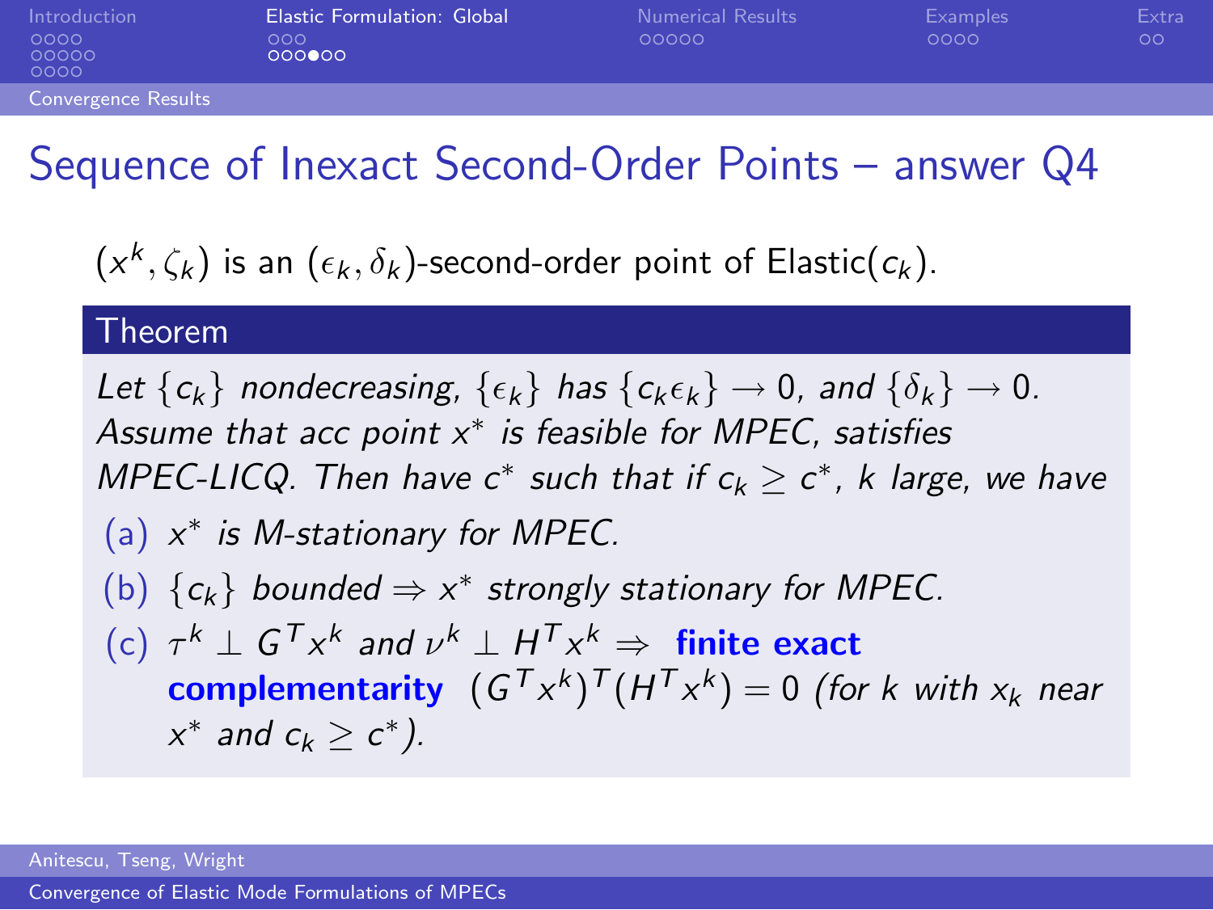# Sequence of Inexact Second-Order Points – answer Q4

$(x^k, \zeta_k)$ is an $(\epsilon_k, \delta_k)$-second-order point of Elastic$(c_k)$.

**Theorem**

*Let $\{c_k\}$ nondecreasing, $\{\epsilon_k\}$ has $\{c_k \epsilon_k\} \to 0$, and $\{\delta_k\} \to 0$. Assume that acc point $x^*$ is feasible for MPEC, satisfies MPEC-LICQ. Then have $c^*$ such that if $c_k \geq c^*$, $k$ large, we have*

- (a) *$x^*$ is M-stationary for MPEC.*
- (b) *$\{c_k\}$ bounded $\Rightarrow$ $x^*$ strongly stationary for MPEC.*
- (c) *$\tau^k \perp G^T x^k$ and $\nu^k \perp H^T x^k$ $\Rightarrow$* **finite exact complementarity** *$(G^T x^k)^T (H^T x^k) = 0$ (for $k$ with $x_k$ near $x^*$ and $c_k \geq c^*$).*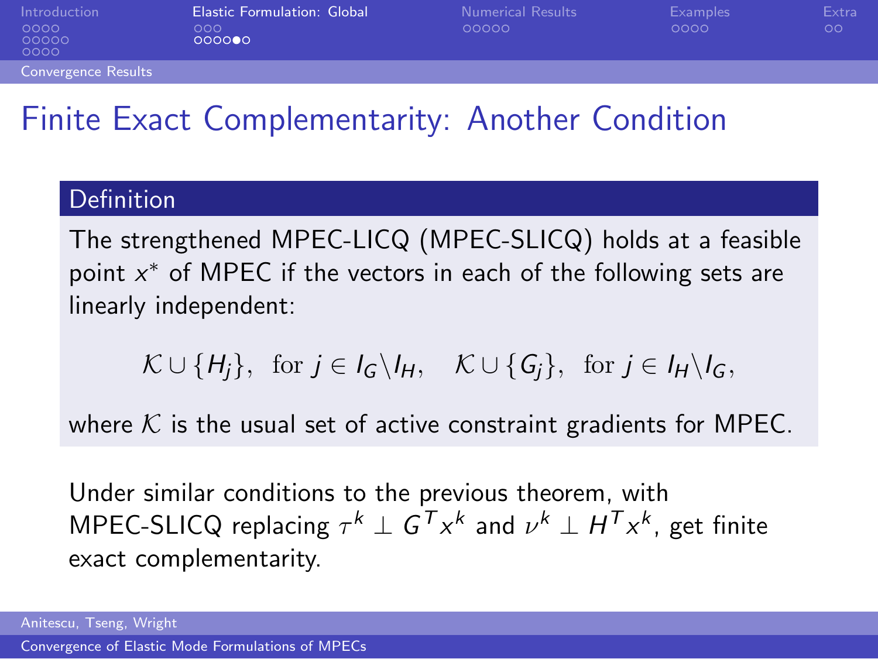# Finite Exact Complementarity: Another Condition

**Definition**

The strengthened MPEC-LICQ (MPEC-SLICQ) holds at a feasible point $x^*$ of MPEC if the vectors in each of the following sets are linearly independent:

$$\mathcal{K} \cup \{H_j\}, \ \text{for } j \in I_G \backslash I_H, \quad \mathcal{K} \cup \{G_j\}, \ \text{for } j \in I_H \backslash I_G,$$

where $\mathcal{K}$ is the usual set of active constraint gradients for MPEC.

Under similar conditions to the previous theorem, with MPEC-SLICQ replacing $\tau^k \perp G^T x^k$ and $\nu^k \perp H^T x^k$, get finite exact complementarity.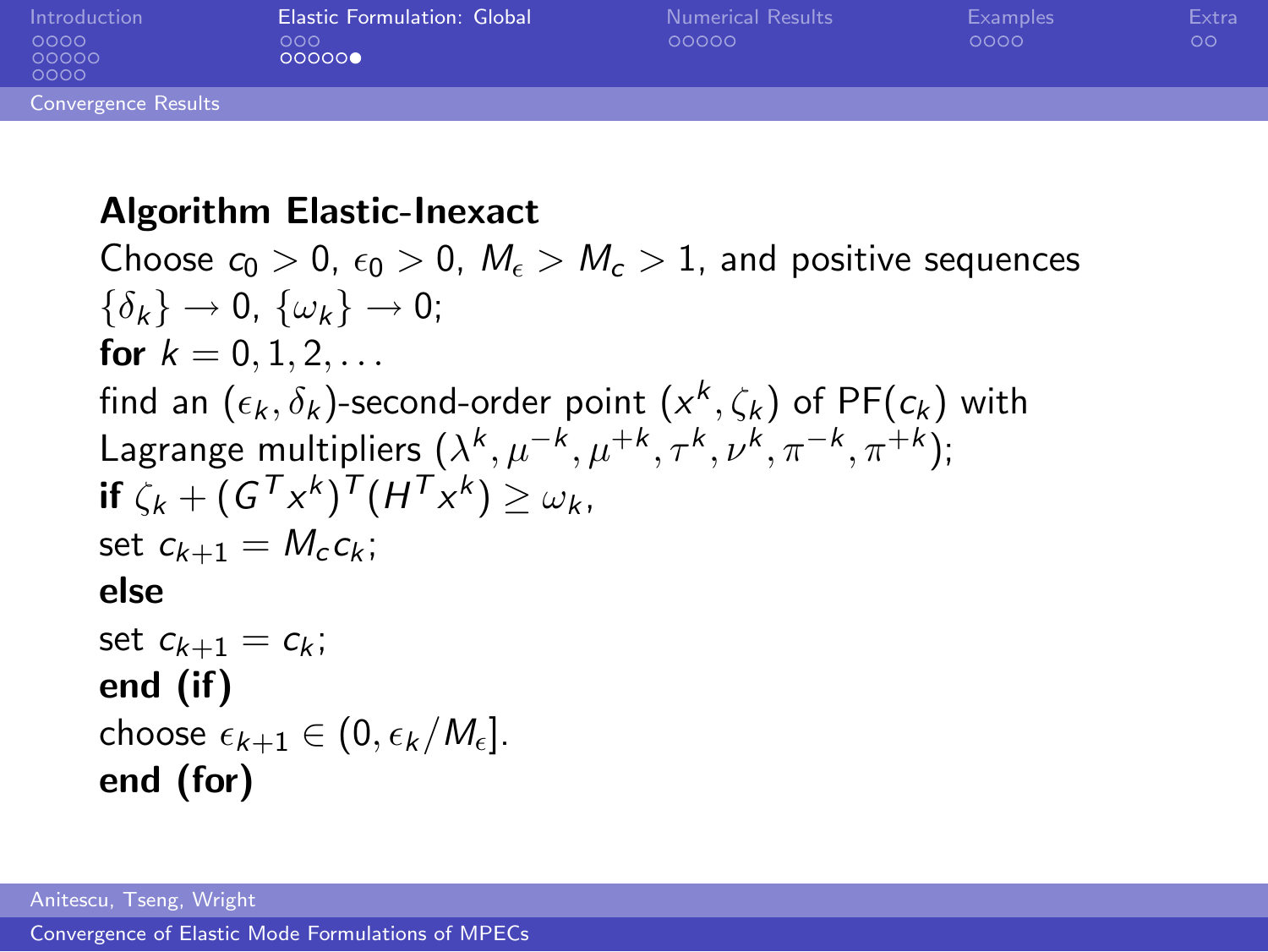**Algorithm Elastic-Inexact**

Choose $c_0 > 0$, $\epsilon_0 > 0$, $M_\epsilon > M_c > 1$, and positive sequences $\{\delta_k\} \to 0$, $\{\omega_k\} \to 0$;

**for** $k = 0, 1, 2, \ldots$

find an $(\epsilon_k, \delta_k)$-second-order point $(x^k, \zeta_k)$ of PF$(c_k)$ with Lagrange multipliers $(\lambda^k, \mu^{-k}, \mu^{+k}, \tau^k, \nu^k, \pi^{-k}, \pi^{+k})$;

**if** $\zeta_k + (G^T x^k)^T (H^T x^k) \geq \omega_k$,

set $c_{k+1} = M_c c_k$;

**else**

set $c_{k+1} = c_k$;

**end (if)**

choose $\epsilon_{k+1} \in (0, \epsilon_k / M_\epsilon]$.

**end (for)**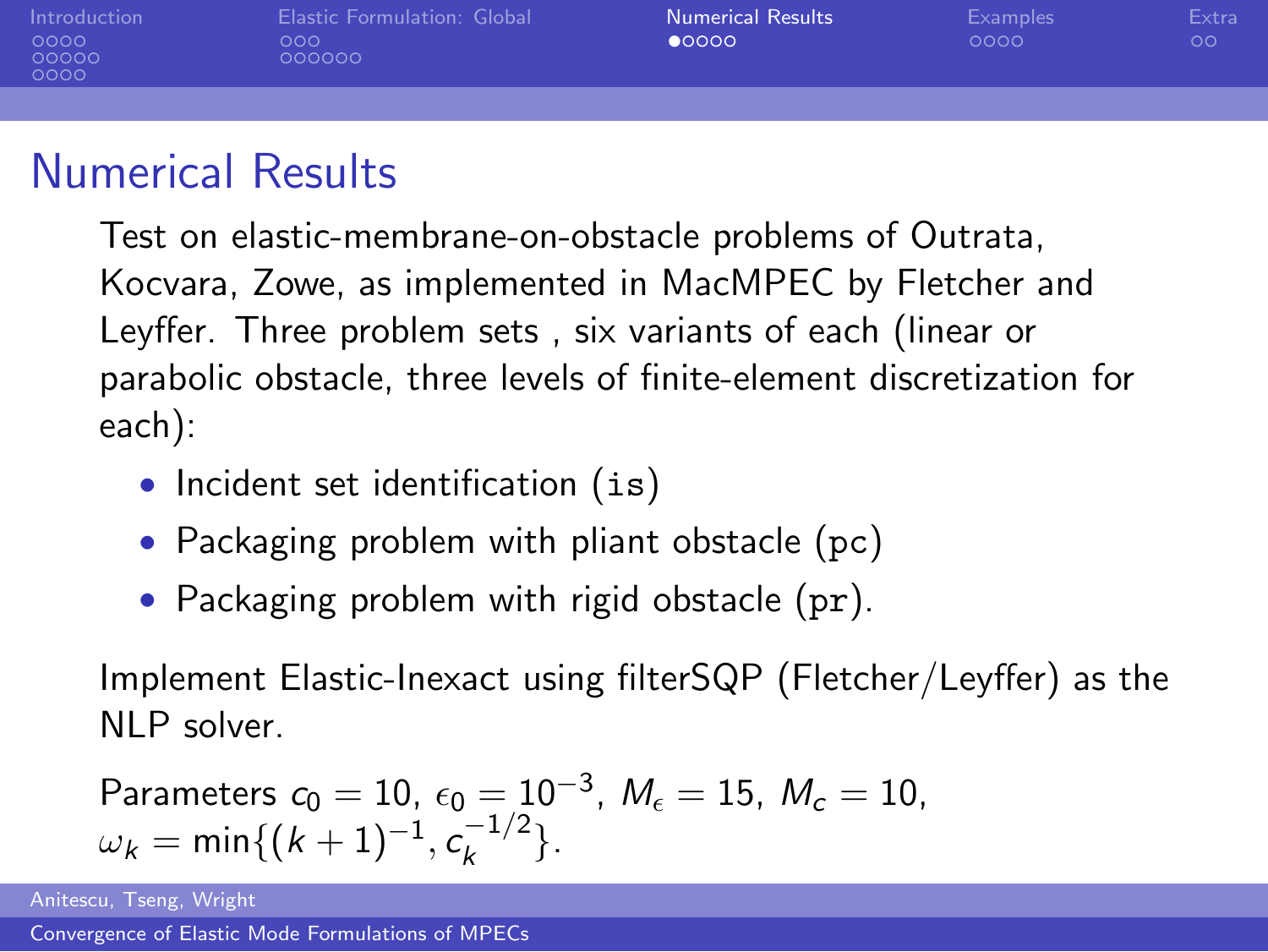# Numerical Results

Test on elastic-membrane-on-obstacle problems of Outrata, Kocvara, Zowe, as implemented in MacMPEC by Fletcher and Leyffer. Three problem sets , six variants of each (linear or parabolic obstacle, three levels of finite-element discretization for each):

- Incident set identification (`is`)
- Packaging problem with pliant obstacle (`pc`)
- Packaging problem with rigid obstacle (`pr`).

Implement Elastic-Inexact using filterSQP (Fletcher/Leyffer) as the NLP solver.

Parameters $c_0 = 10$, $\epsilon_0 = 10^{-3}$, $M_\epsilon = 15$, $M_c = 10$, $\omega_k = \min\{(k+1)^{-1}, c_k^{-1/2}\}$.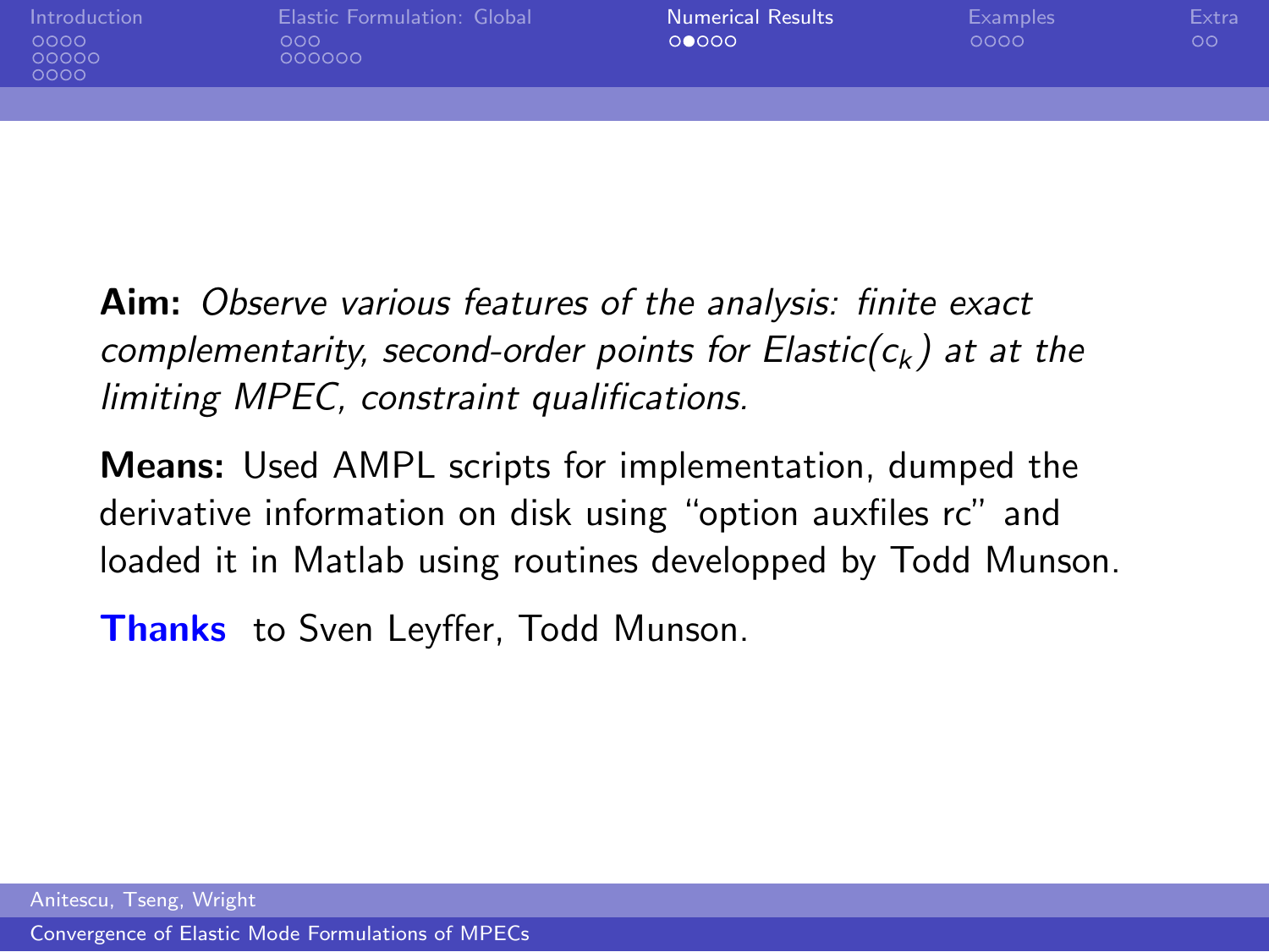**Aim:** *Observe various features of the analysis: finite exact complementarity, second-order points for Elastic($c_k$) at at the limiting MPEC, constraint qualifications.*

**Means:** Used AMPL scripts for implementation, dumped the derivative information on disk using "option auxfiles rc" and loaded it in Matlab using routines developped by Todd Munson.

**Thanks** to Sven Leyffer, Todd Munson.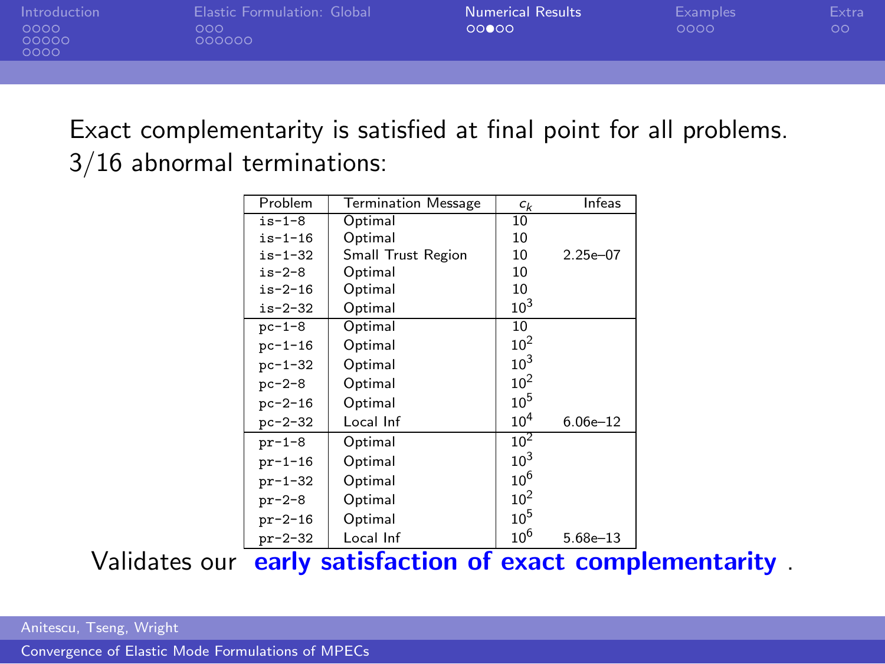Exact complementarity is satisfied at final point for all problems.
3/16 abnormal terminations:

| Problem | Termination Message | $c_k$ | Infeas |
|---|---|---|---|
| is-1-8 | Optimal | 10 | |
| is-1-16 | Optimal | 10 | |
| is-1-32 | Small Trust Region | 10 | 2.25e–07 |
| is-2-8 | Optimal | 10 | |
| is-2-16 | Optimal | 10 | |
| is-2-32 | Optimal | $10^3$ | |
| pc-1-8 | Optimal | 10 | |
| pc-1-16 | Optimal | $10^2$ | |
| pc-1-32 | Optimal | $10^3$ | |
| pc-2-8 | Optimal | $10^2$ | |
| pc-2-16 | Optimal | $10^5$ | |
| pc-2-32 | Local Inf | $10^4$ | 6.06e–12 |
| pr-1-8 | Optimal | $10^2$ | |
| pr-1-16 | Optimal | $10^3$ | |
| pr-1-32 | Optimal | $10^6$ | |
| pr-2-8 | Optimal | $10^2$ | |
| pr-2-16 | Optimal | $10^5$ | |
| pr-2-32 | Local Inf | $10^6$ | 5.68e–13 |

Validates our **early satisfaction of exact complementarity**.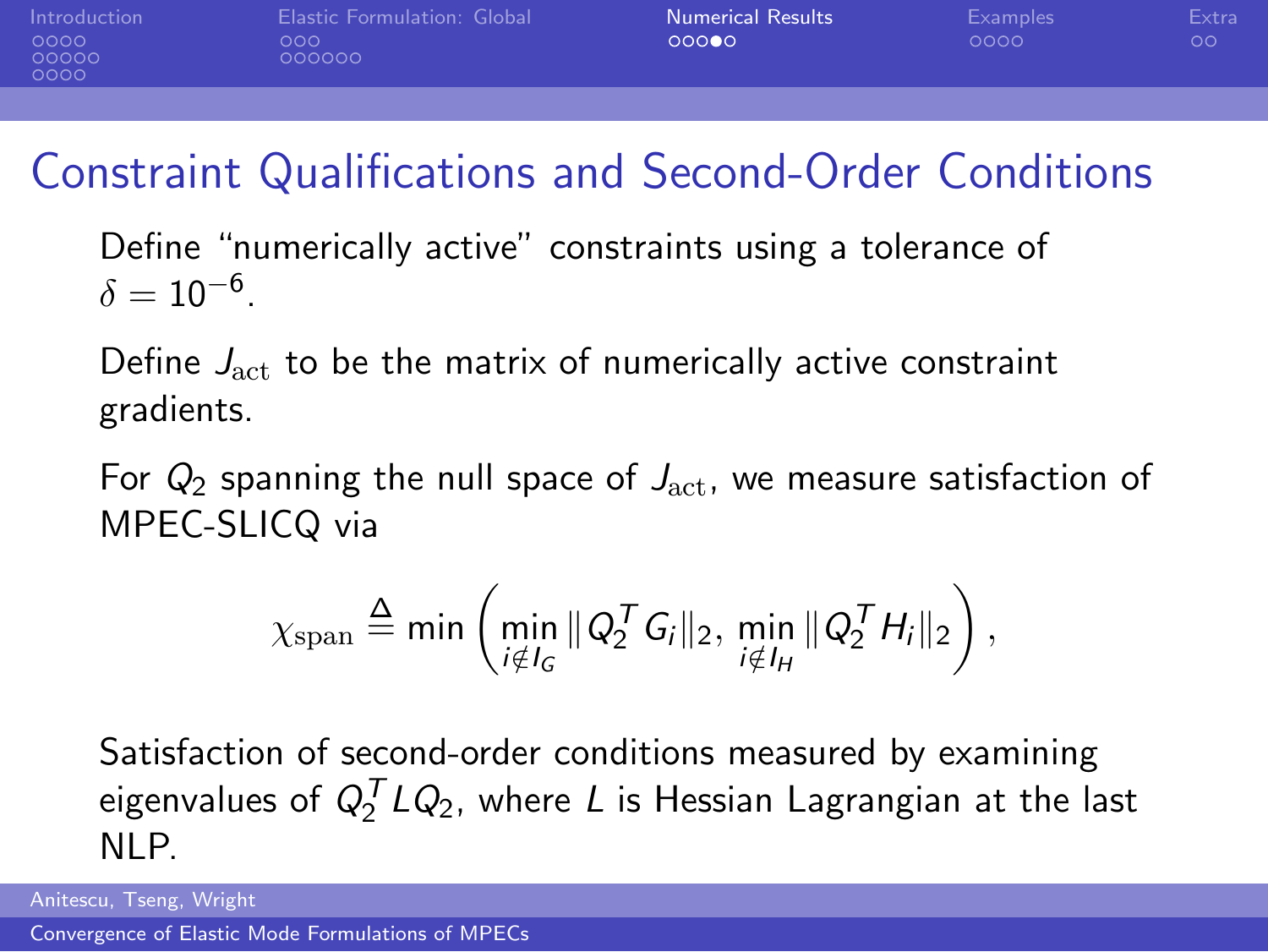# Constraint Qualifications and Second-Order Conditions

Define "numerically active" constraints using a tolerance of $\delta = 10^{-6}$.

Define $J_{\rm act}$ to be the matrix of numerically active constraint gradients.

For $Q_2$ spanning the null space of $J_{\rm act}$, we measure satisfaction of MPEC-SLICQ via

$$\chi_{\rm span} \stackrel{\Delta}{=} \min\left( \min_{i \notin I_G} \| Q_2^T G_i \|_2, \min_{i \notin I_H} \| Q_2^T H_i \|_2 \right),$$

Satisfaction of second-order conditions measured by examining eigenvalues of $Q_2^T L Q_2$, where $L$ is Hessian Lagrangian at the last NLP.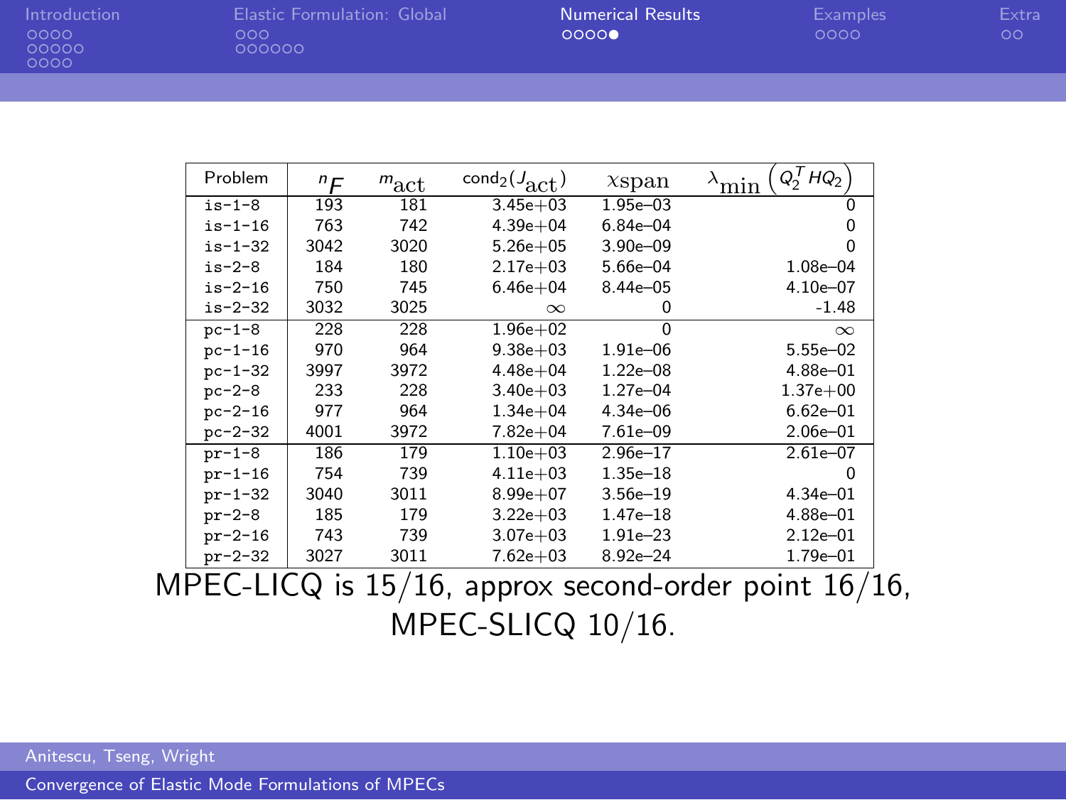| Problem | $n_F$ | $m_{\text{act}}$ | $\text{cond}_2(J_{\text{act}})$ | $\chi\text{span}$ | $\lambda_{\min}\left(Q_2^T H Q_2\right)$ |
|---|---|---|---|---|---|
| is-1-8 | 193 | 181 | 3.45e+03 | 1.95e–03 | 0 |
| is-1-16 | 763 | 742 | 4.39e+04 | 6.84e–04 | 0 |
| is-1-32 | 3042 | 3020 | 5.26e+05 | 3.90e–09 | 0 |
| is-2-8 | 184 | 180 | 2.17e+03 | 5.66e–04 | 1.08e–04 |
| is-2-16 | 750 | 745 | 6.46e+04 | 8.44e–05 | 4.10e–07 |
| is-2-32 | 3032 | 3025 | $\infty$ | 0 | -1.48 |
| pc-1-8 | 228 | 228 | 1.96e+02 | 0 | $\infty$ |
| pc-1-16 | 970 | 964 | 9.38e+03 | 1.91e–06 | 5.55e–02 |
| pc-1-32 | 3997 | 3972 | 4.48e+04 | 1.22e–08 | 4.88e–01 |
| pc-2-8 | 233 | 228 | 3.40e+03 | 1.27e–04 | 1.37e+00 |
| pc-2-16 | 977 | 964 | 1.34e+04 | 4.34e–06 | 6.62e–01 |
| pc-2-32 | 4001 | 3972 | 7.82e+04 | 7.61e–09 | 2.06e–01 |
| pr-1-8 | 186 | 179 | 1.10e+03 | 2.96e–17 | 2.61e–07 |
| pr-1-16 | 754 | 739 | 4.11e+03 | 1.35e–18 | 0 |
| pr-1-32 | 3040 | 3011 | 8.99e+07 | 3.56e–19 | 4.34e–01 |
| pr-2-8 | 185 | 179 | 3.22e+03 | 1.47e–18 | 4.88e–01 |
| pr-2-16 | 743 | 739 | 3.07e+03 | 1.91e–23 | 2.12e–01 |
| pr-2-32 | 3027 | 3011 | 7.62e+03 | 8.92e–24 | 1.79e–01 |

MPEC-LICQ is 15/16, approx second-order point 16/16, MPEC-SLICQ 10/16.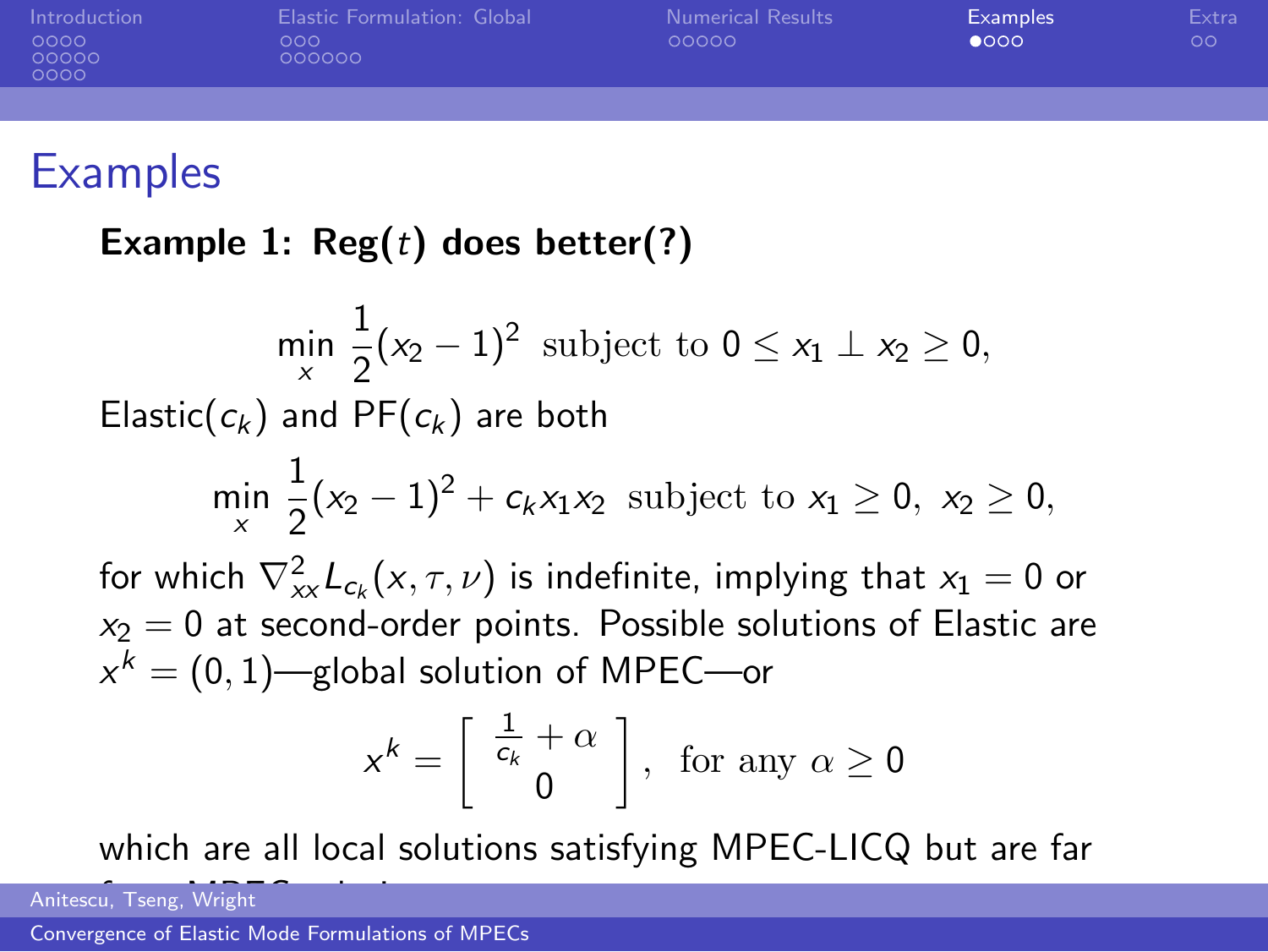# Examples

**Example 1: Reg($t$) does better(?)**

$$\min_x \; \frac{1}{2}(x_2 - 1)^2 \; \text{ subject to } 0 \le x_1 \perp x_2 \ge 0,$$

Elastic($c_k$) and PF($c_k$) are both

$$\min_x \; \frac{1}{2}(x_2 - 1)^2 + c_k x_1 x_2 \; \text{ subject to } x_1 \ge 0, \; x_2 \ge 0,$$

for which $\nabla^2_{xx} L_{c_k}(x, \tau, \nu)$ is indefinite, implying that $x_1 = 0$ or $x_2 = 0$ at second-order points. Possible solutions of Elastic are $x^k = (0, 1)$—global solution of MPEC—or

$$x^k = \begin{bmatrix} \frac{1}{c_k} + \alpha \\ 0 \end{bmatrix}, \; \text{ for any } \alpha \ge 0$$

which are all local solutions satisfying MPEC-LICQ but are far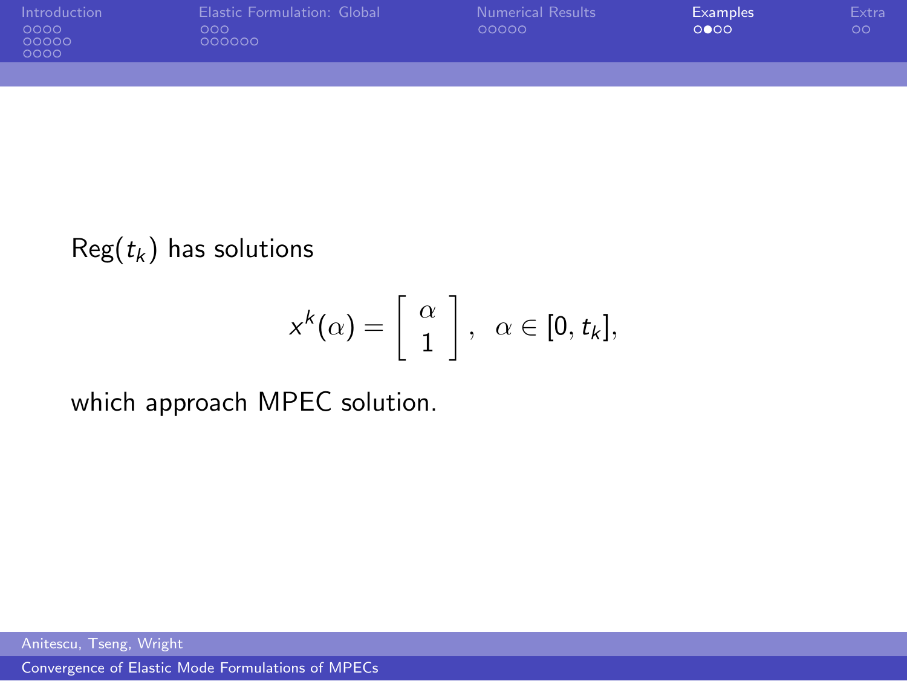$\text{Reg}(t_k)$ has solutions

$$x^k(\alpha) = \begin{bmatrix} \alpha \\ 1 \end{bmatrix}, \quad \alpha \in [0, t_k],$$

which approach MPEC solution.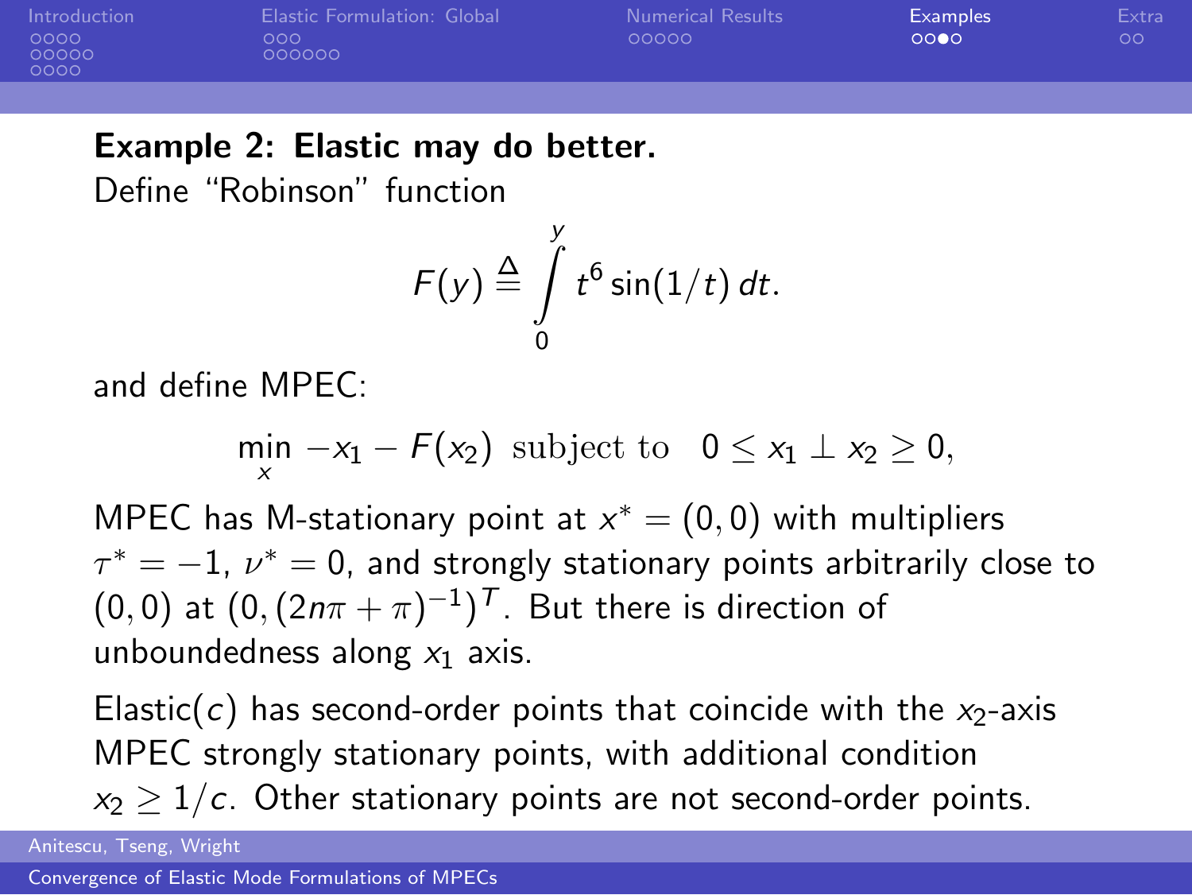**Example 2: Elastic may do better.**

Define "Robinson" function

$$F(y) \overset{\Delta}{=} \int_0^y t^6 \sin(1/t)\, dt.$$

and define MPEC:

$$\min_x \; -x_1 - F(x_2) \;\text{ subject to }\; 0 \le x_1 \perp x_2 \ge 0,$$

MPEC has M-stationary point at $x^* = (0,0)$ with multipliers $\tau^* = -1$, $\nu^* = 0$, and strongly stationary points arbitrarily close to $(0,0)$ at $(0, (2n\pi + \pi)^{-1})^T$. But there is direction of unboundedness along $x_1$ axis.

Elastic($c$) has second-order points that coincide with the $x_2$-axis MPEC strongly stationary points, with additional condition $x_2 \ge 1/c$. Other stationary points are not second-order points.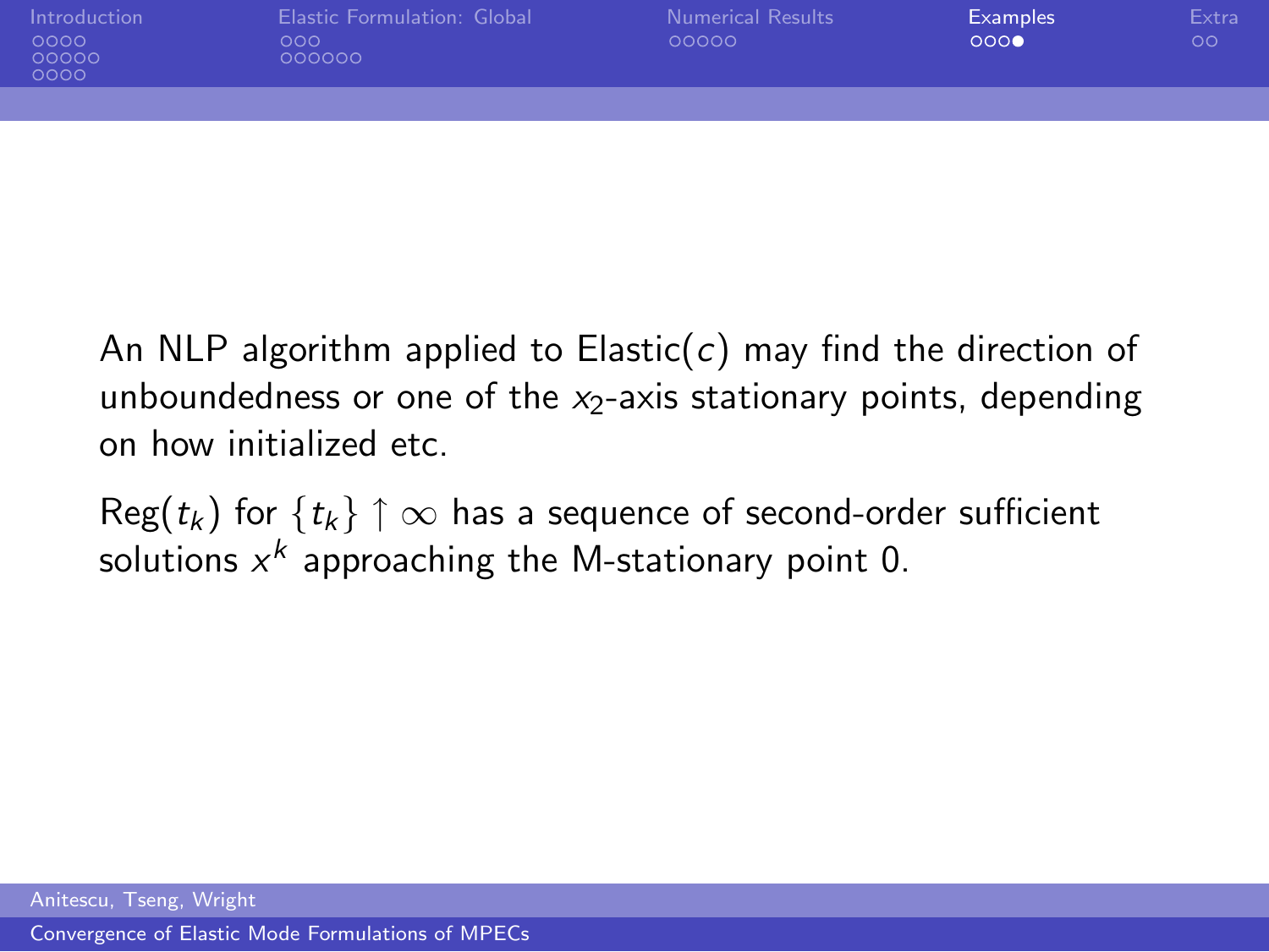An NLP algorithm applied to Elastic($c$) may find the direction of unboundedness or one of the $x_2$-axis stationary points, depending on how initialized etc.

Reg($t_k$) for $\{t_k\} \uparrow \infty$ has a sequence of second-order sufficient solutions $x^k$ approaching the M-stationary point 0.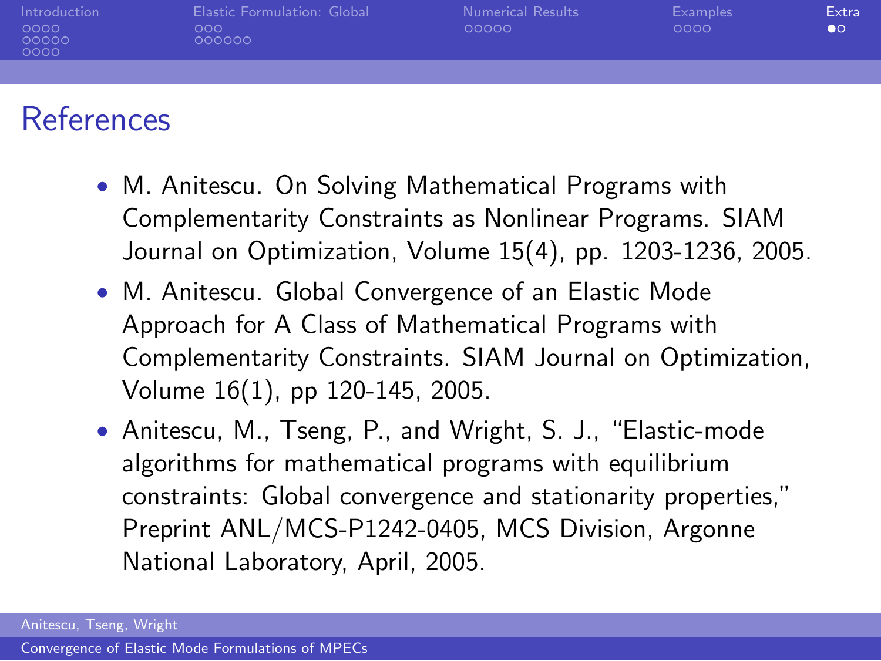## References

- M. Anitescu. On Solving Mathematical Programs with Complementarity Constraints as Nonlinear Programs. SIAM Journal on Optimization, Volume 15(4), pp. 1203-1236, 2005.
- M. Anitescu. Global Convergence of an Elastic Mode Approach for A Class of Mathematical Programs with Complementarity Constraints. SIAM Journal on Optimization, Volume 16(1), pp 120-145, 2005.
- Anitescu, M., Tseng, P., and Wright, S. J., "Elastic-mode algorithms for mathematical programs with equilibrium constraints: Global convergence and stationarity properties," Preprint ANL/MCS-P1242-0405, MCS Division, Argonne National Laboratory, April, 2005.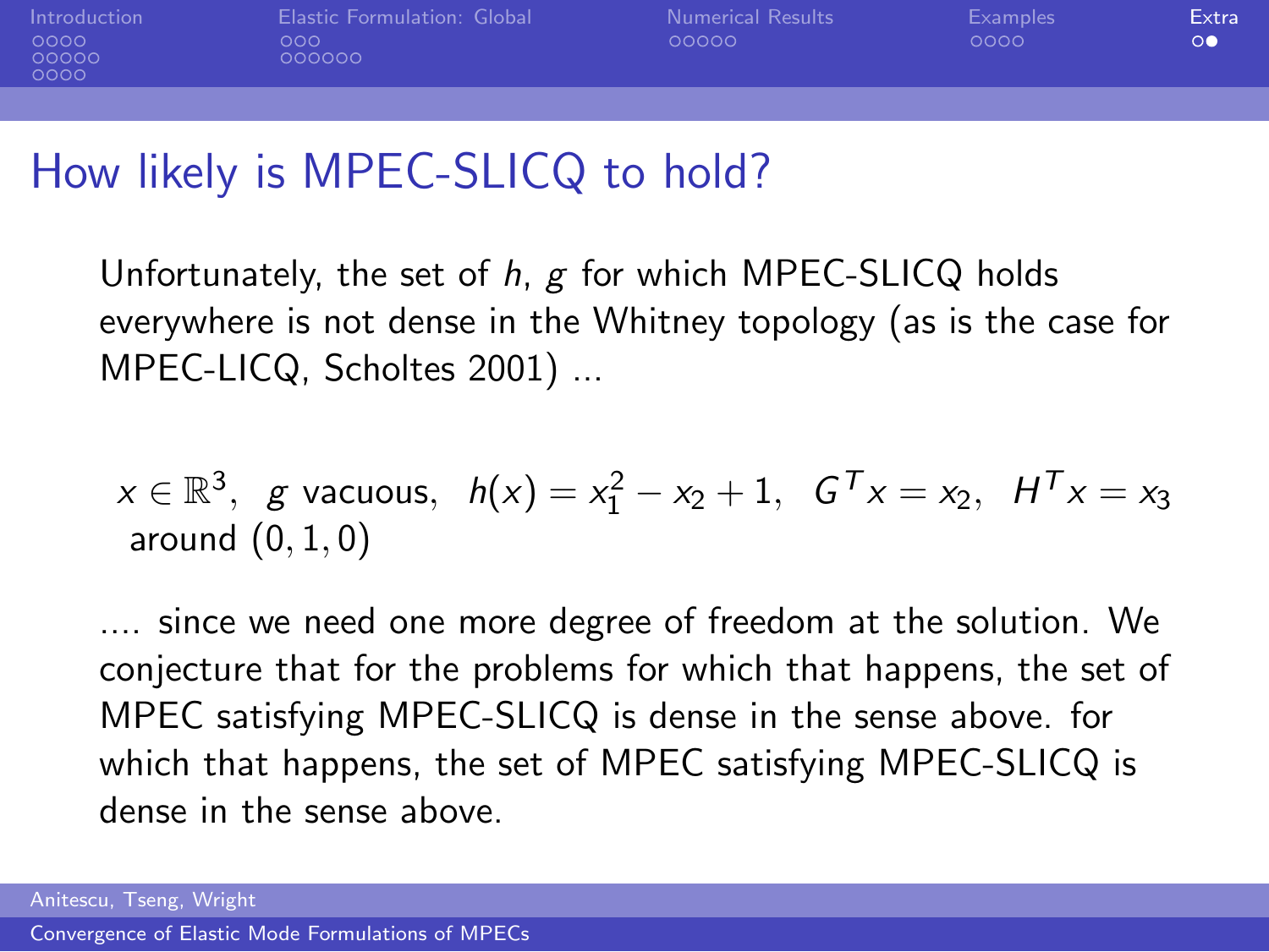## How likely is MPEC-SLICQ to hold?

Unfortunately, the set of $h$, $g$ for which MPEC-SLICQ holds everywhere is not dense in the Whitney topology (as is the case for MPEC-LICQ, Scholtes 2001) ...

$x \in \mathbb{R}^3$, $g$ vacuous, $h(x) = x_1^2 - x_2 + 1$, $G^T x = x_2$, $H^T x = x_3$ around $(0, 1, 0)$

.... since we need one more degree of freedom at the solution. We conjecture that for the problems for which that happens, the set of MPEC satisfying MPEC-SLICQ is dense in the sense above. for which that happens, the set of MPEC satisfying MPEC-SLICQ is dense in the sense above.